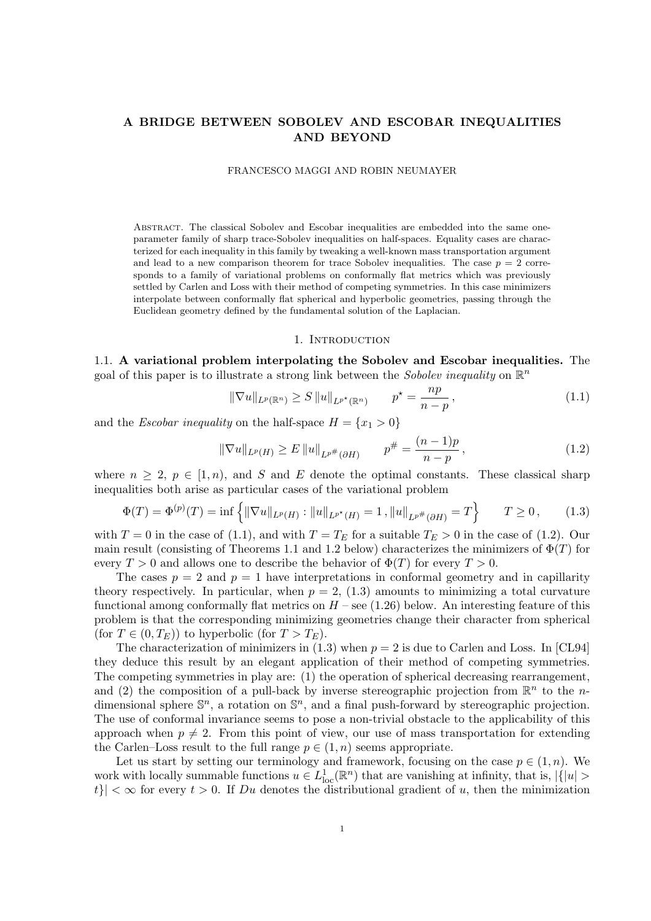# A BRIDGE BETWEEN SOBOLEV AND ESCOBAR INEQUALITIES AND BEYOND

FRANCESCO MAGGI AND ROBIN NEUMAYER

Abstract. The classical Sobolev and Escobar inequalities are embedded into the same one-parameter family of sharp trace-Sobolev inequalities on half-spaces. Equality cases are characterized for each inequality in this family by tweaking a well-known mass transportation argument and lead to a new comparison theorem for trace Sobolev inequalities. The case $p = 2$ corresponds to a family of variational problems on conformally flat metrics which was previously settled by Carlen and Loss with their method of competing symmetries. In this case minimizers interpolate between conformally flat spherical and hyperbolic geometries, passing through the Euclidean geometry defined by the fundamental solution of the Laplacian.

## 1. Introduction

**1.1. A variational problem interpolating the Sobolev and Escobar inequalities.** The goal of this paper is to illustrate a strong link between the *Sobolev inequality* on $\mathbb{R}^n$

$$\|\nabla u\|_{L^p(\mathbb{R}^n)} \geq S\, \|u\|_{L^{p^\star}(\mathbb{R}^n)} \qquad p^\star = \frac{np}{n-p}\,, \tag{1.1}$$

and the *Escobar inequality* on the half-space $H = \{x_1 > 0\}$

$$\|\nabla u\|_{L^p(H)} \geq E\, \|u\|_{L^{p^\#}(\partial H)} \qquad p^\# = \frac{(n-1)p}{n-p}\,, \tag{1.2}$$

where $n \geq 2$, $p \in [1, n)$, and $S$ and $E$ denote the optimal constants. These classical sharp inequalities both arise as particular cases of the variational problem

$$\Phi(T) = \Phi^{(p)}(T) = \inf\Big\{\|\nabla u\|_{L^p(H)} : \|u\|_{L^{p^\star}(H)} = 1\,, \|u\|_{L^{p^\#}(\partial H)} = T\Big\} \qquad T \geq 0\,, \tag{1.3}$$

with $T = 0$ in the case of (1.1), and with $T = T_E$ for a suitable $T_E > 0$ in the case of (1.2). Our main result (consisting of Theorems 1.1 and 1.2 below) characterizes the minimizers of $\Phi(T)$ for every $T > 0$ and allows one to describe the behavior of $\Phi(T)$ for every $T > 0$.

The cases $p = 2$ and $p = 1$ have interpretations in conformal geometry and in capillarity theory respectively. In particular, when $p = 2$, (1.3) amounts to minimizing a total curvature functional among conformally flat metrics on $H$ – see (1.26) below. An interesting feature of this problem is that the corresponding minimizing geometries change their character from spherical (for $T \in (0, T_E)$) to hyperbolic (for $T > T_E$).

The characterization of minimizers in (1.3) when $p = 2$ is due to Carlen and Loss. In [CL94] they deduce this result by an elegant application of their method of competing symmetries. The competing symmetries in play are: (1) the operation of spherical decreasing rearrangement, and (2) the composition of a pull-back by inverse stereographic projection from $\mathbb{R}^n$ to the $n$-dimensional sphere $\mathbb{S}^n$, a rotation on $\mathbb{S}^n$, and a final push-forward by stereographic projection. The use of conformal invariance seems to pose a non-trivial obstacle to the applicability of this approach when $p \neq 2$. From this point of view, our use of mass transportation for extending the Carlen–Loss result to the full range $p \in (1, n)$ seems appropriate.

Let us start by setting our terminology and framework, focusing on the case $p \in (1, n)$. We work with locally summable functions $u \in L^1_{\rm loc}(\mathbb{R}^n)$ that are vanishing at infinity, that is, $|\{|u| > t\}| < \infty$ for every $t > 0$. If $Du$ denotes the distributional gradient of $u$, then the minimization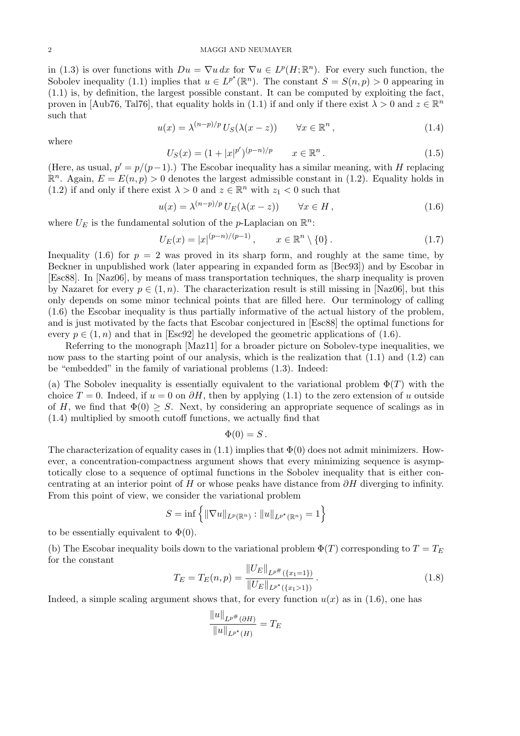in (1.3) is over functions with $Du = \nabla u\, dx$ for $\nabla u \in L^p(H;\mathbb{R}^n)$. For every such function, the Sobolev inequality (1.1) implies that $u \in L^{p^\star}(\mathbb{R}^n)$. The constant $S = S(n,p) > 0$ appearing in (1.1) is, by definition, the largest possible constant. It can be computed by exploiting the fact, proven in [Aub76, Tal76], that equality holds in (1.1) if and only if there exist $\lambda > 0$ and $z \in \mathbb{R}^n$ such that

$$u(x) = \lambda^{(n-p)/p}\, U_S(\lambda(x-z)) \qquad \forall x \in \mathbb{R}^n\,, \tag{1.4}$$

where

$$U_S(x) = (1 + |x|^{p'})^{(p-n)/p} \qquad x \in \mathbb{R}^n\,. \tag{1.5}$$

(Here, as usual, $p' = p/(p-1)$.) The Escobar inequality has a similar meaning, with $H$ replacing $\mathbb{R}^n$. Again, $E = E(n,p) > 0$ denotes the largest admissible constant in (1.2). Equality holds in (1.2) if and only if there exist $\lambda > 0$ and $z \in \mathbb{R}^n$ with $z_1 < 0$ such that

$$u(x) = \lambda^{(n-p)/p}\, U_E(\lambda(x-z)) \qquad \forall x \in H\,, \tag{1.6}$$

where $U_E$ is the fundamental solution of the $p$-Laplacian on $\mathbb{R}^n$:

$$U_E(x) = |x|^{(p-n)/(p-1)}\,, \qquad x \in \mathbb{R}^n \setminus \{0\}\,. \tag{1.7}$$

Inequality (1.6) for $p = 2$ was proved in its sharp form, and roughly at the same time, by Beckner in unpublished work (later appearing in expanded form as [Bec93]) and by Escobar in [Esc88]. In [Naz06], by means of mass transportation techniques, the sharp inequality is proven by Nazaret for every $p \in (1,n)$. The characterization result is still missing in [Naz06], but this only depends on some minor technical points that are filled here. Our terminology of calling (1.6) the Escobar inequality is thus partially informative of the actual history of the problem, and is just motivated by the facts that Escobar conjectured in [Esc88] the optimal functions for every $p \in (1,n)$ and that in [Esc92] he developed the geometric applications of (1.6).

Referring to the monograph [Maz11] for a broader picture on Sobolev-type inequalities, we now pass to the starting point of our analysis, which is the realization that (1.1) and (1.2) can be "embedded" in the family of variational problems (1.3). Indeed:

(a) The Sobolev inequality is essentially equivalent to the variational problem $\Phi(T)$ with the choice $T = 0$. Indeed, if $u = 0$ on $\partial H$, then by applying (1.1) to the zero extension of $u$ outside of $H$, we find that $\Phi(0) \geq S$. Next, by considering an appropriate sequence of scalings as in (1.4) multiplied by smooth cutoff functions, we actually find that

$$\Phi(0) = S\,.$$

The characterization of equality cases in (1.1) implies that $\Phi(0)$ does not admit minimizers. However, a concentration-compactness argument shows that every minimizing sequence is asymptotically close to a sequence of optimal functions in the Sobolev inequality that is either concentrating at an interior point of $H$ or whose peaks have distance from $\partial H$ diverging to infinity. From this point of view, we consider the variational problem

$$S = \inf\left\{ \|\nabla u\|_{L^p(\mathbb{R}^n)} : \|u\|_{L^{p^\star}(\mathbb{R}^n)} = 1 \right\}$$

to be essentially equivalent to $\Phi(0)$.

(b) The Escobar inequality boils down to the variational problem $\Phi(T)$ corresponding to $T = T_E$ for the constant

$$T_E = T_E(n,p) = \frac{\|U_E\|_{L^{p^\#}(\{x_1=1\})}}{\|U_E\|_{L^{p^\star}(\{x_1>1\})}}\,. \tag{1.8}$$

Indeed, a simple scaling argument shows that, for every function $u(x)$ as in (1.6), one has

$$\frac{\|u\|_{L^{p^\#}(\partial H)}}{\|u\|_{L^{p^\star}(H)}} = T_E$$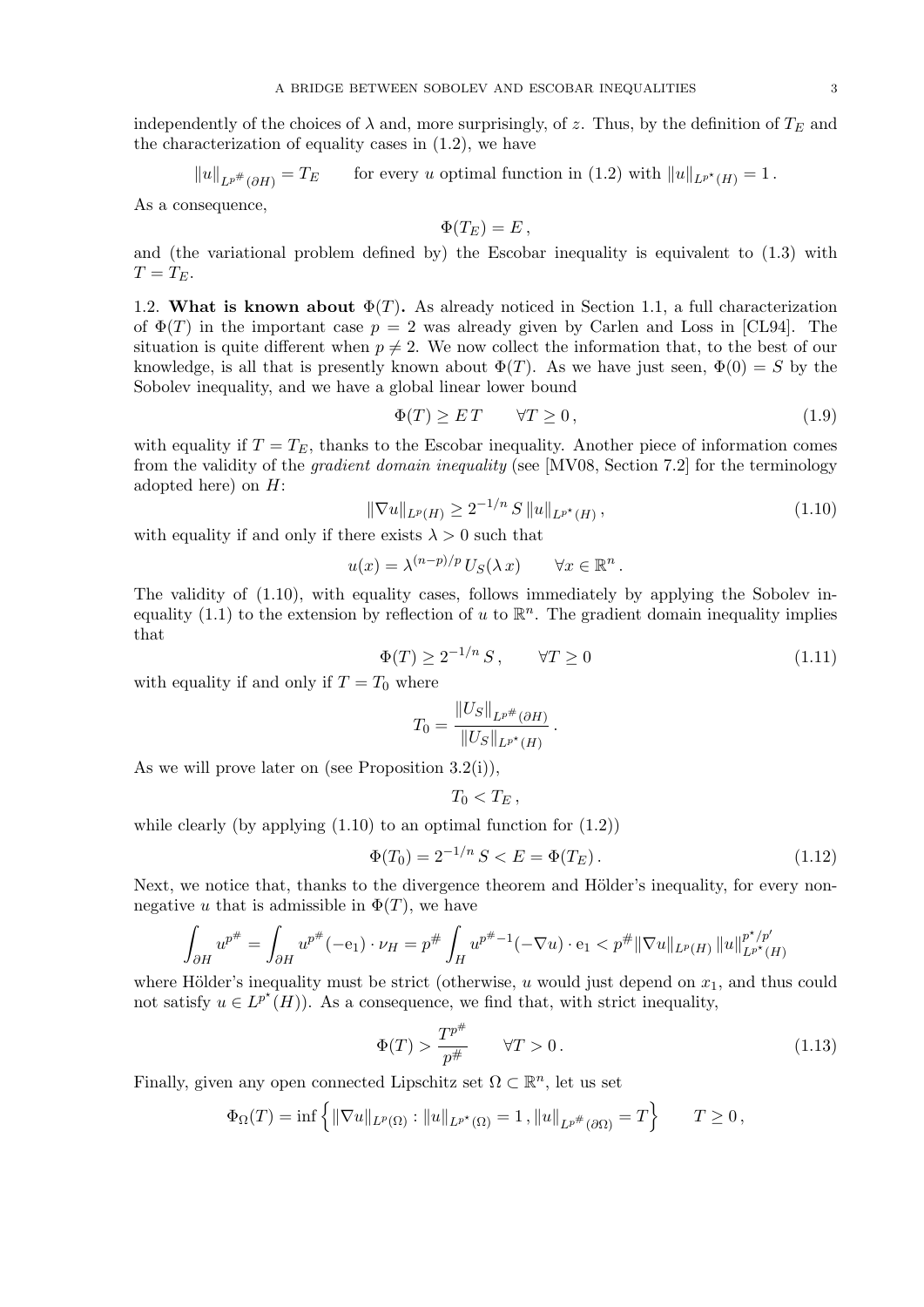independently of the choices of $\lambda$ and, more surprisingly, of $z$. Thus, by the definition of $T_E$ and the characterization of equality cases in (1.2), we have

$$\|u\|_{L^{p^\#}(\partial H)} = T_E \qquad \text{for every } u \text{ optimal function in (1.2) with } \|u\|_{L^{p^\star}(H)} = 1\,.$$

As a consequence,

$$\Phi(T_E) = E\,,$$

and (the variational problem defined by) the Escobar inequality is equivalent to (1.3) with $T = T_E$.

1.2. **What is known about $\Phi(T)$.** As already noticed in Section 1.1, a full characterization of $\Phi(T)$ in the important case $p = 2$ was already given by Carlen and Loss in [CL94]. The situation is quite different when $p \neq 2$. We now collect the information that, to the best of our knowledge, is all that is presently known about $\Phi(T)$. As we have just seen, $\Phi(0) = S$ by the Sobolev inequality, and we have a global linear lower bound

$$\Phi(T) \geq E\,T \qquad \forall T \geq 0\,, \tag{1.9}$$

with equality if $T = T_E$, thanks to the Escobar inequality. Another piece of information comes from the validity of the *gradient domain inequality* (see [MV08, Section 7.2] for the terminology adopted here) on $H$:

$$\|\nabla u\|_{L^p(H)} \geq 2^{-1/n}\, S\, \|u\|_{L^{p^\star}(H)}\,, \tag{1.10}$$

with equality if and only if there exists $\lambda > 0$ such that

$$u(x) = \lambda^{(n-p)/p}\, U_S(\lambda\, x) \qquad \forall x \in \mathbb{R}^n\,.$$

The validity of (1.10), with equality cases, follows immediately by applying the Sobolev inequality (1.1) to the extension by reflection of $u$ to $\mathbb{R}^n$. The gradient domain inequality implies that

$$\Phi(T) \geq 2^{-1/n}\, S\,, \qquad \forall T \geq 0 \tag{1.11}$$

with equality if and only if $T = T_0$ where

$$T_0 = \frac{\|U_S\|_{L^{p^\#}(\partial H)}}{\|U_S\|_{L^{p^\star}(H)}}\,.$$

As we will prove later on (see Proposition 3.2(i)),

$$T_0 < T_E\,,$$

while clearly (by applying (1.10) to an optimal function for (1.2))

$$\Phi(T_0) = 2^{-1/n}\, S < E = \Phi(T_E)\,. \tag{1.12}$$

Next, we notice that, thanks to the divergence theorem and Hölder's inequality, for every non-negative $u$ that is admissible in $\Phi(T)$, we have

$$\int_{\partial H} u^{p^\#} = \int_{\partial H} u^{p^\#}(-\mathrm{e}_1)\cdot \nu_H = p^\# \int_H u^{p^\# - 1}(-\nabla u)\cdot \mathrm{e}_1 < p^\# \|\nabla u\|_{L^p(H)}\, \|u\|^{p^\star/p'}_{L^{p^\star}(H)}$$

where Hölder's inequality must be strict (otherwise, $u$ would just depend on $x_1$, and thus could not satisfy $u \in L^{p^\star}(H)$). As a consequence, we find that, with strict inequality,

$$\Phi(T) > \frac{T^{p^\#}}{p^\#} \qquad \forall T > 0\,. \tag{1.13}$$

Finally, given any open connected Lipschitz set $\Omega \subset \mathbb{R}^n$, let us set

$$\Phi_\Omega(T) = \inf\left\{ \|\nabla u\|_{L^p(\Omega)} : \|u\|_{L^{p^\star}(\Omega)} = 1\,, \|u\|_{L^{p^\#}(\partial\Omega)} = T \right\} \qquad T \geq 0\,,$$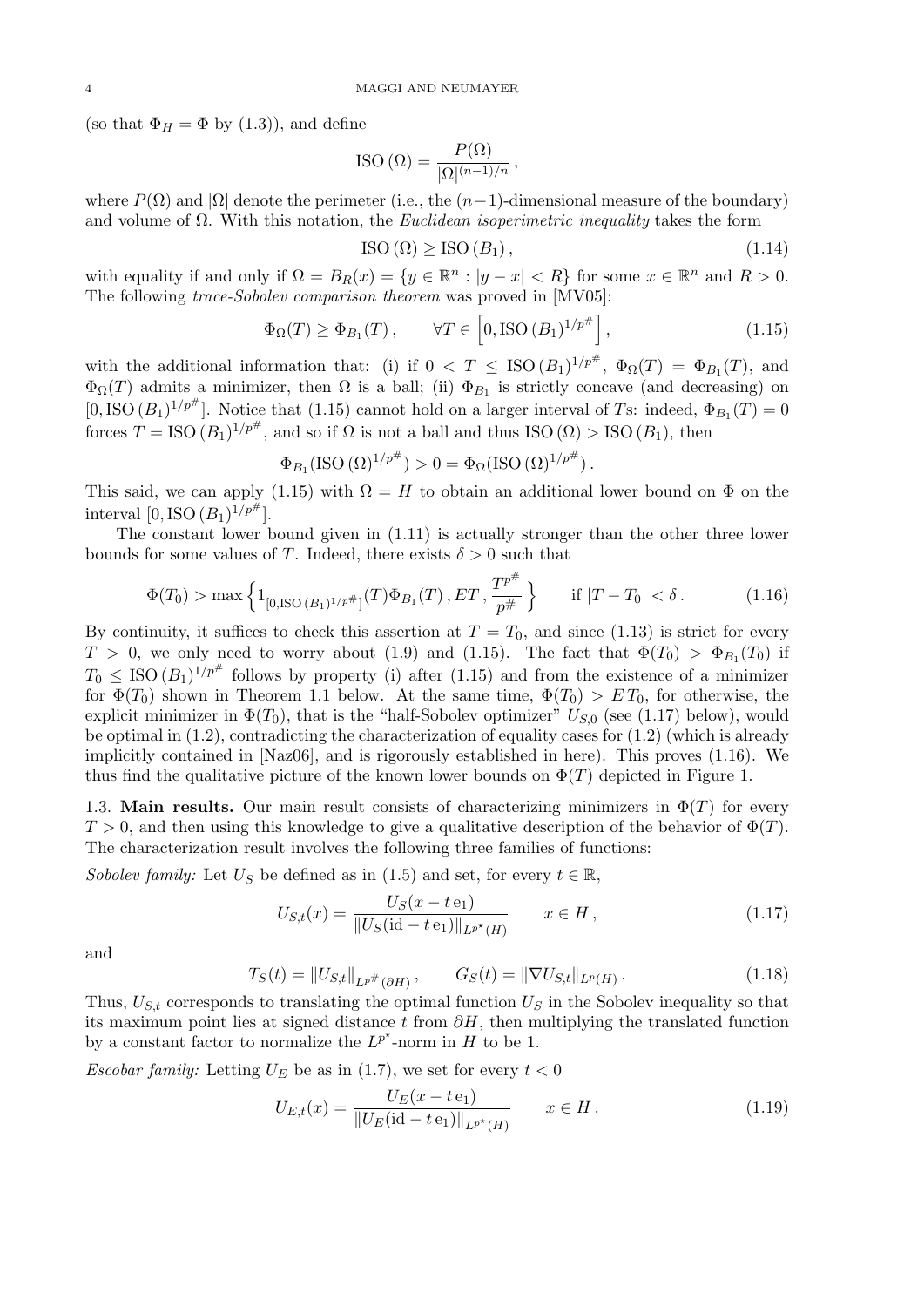(so that $\Phi_H = \Phi$ by (1.3)), and define

$$\mathrm{ISO}\,(\Omega) = \frac{P(\Omega)}{|\Omega|^{(n-1)/n}}\,,$$

where $P(\Omega)$ and $|\Omega|$ denote the perimeter (i.e., the $(n-1)$-dimensional measure of the boundary) and volume of $\Omega$. With this notation, the *Euclidean isoperimetric inequality* takes the form

$$\mathrm{ISO}\,(\Omega) \geq \mathrm{ISO}\,(B_1)\,, \tag{1.14}$$

with equality if and only if $\Omega = B_R(x) = \{y \in \mathbb{R}^n : |y-x| < R\}$ for some $x \in \mathbb{R}^n$ and $R > 0$. The following *trace-Sobolev comparison theorem* was proved in [MV05]:

$$\Phi_\Omega(T) \geq \Phi_{B_1}(T)\,, \qquad \forall T \in \Big[0, \mathrm{ISO}\,(B_1)^{1/p^\#}\Big]\,, \tag{1.15}$$

with the additional information that: (i) if $0 < T \leq \mathrm{ISO}\,(B_1)^{1/p^\#}$, $\Phi_\Omega(T) = \Phi_{B_1}(T)$, and $\Phi_\Omega(T)$ admits a minimizer, then $\Omega$ is a ball; (ii) $\Phi_{B_1}$ is strictly concave (and decreasing) on $[0, \mathrm{ISO}\,(B_1)^{1/p^\#}]$. Notice that (1.15) cannot hold on a larger interval of $T$s: indeed, $\Phi_{B_1}(T) = 0$ forces $T = \mathrm{ISO}\,(B_1)^{1/p^\#}$, and so if $\Omega$ is not a ball and thus $\mathrm{ISO}\,(\Omega) > \mathrm{ISO}\,(B_1)$, then

$$\Phi_{B_1}(\mathrm{ISO}\,(\Omega)^{1/p^\#}) > 0 = \Phi_\Omega(\mathrm{ISO}\,(\Omega)^{1/p^\#})\,.$$

This said, we can apply (1.15) with $\Omega = H$ to obtain an additional lower bound on $\Phi$ on the interval $[0, \mathrm{ISO}\,(B_1)^{1/p^\#}]$.

The constant lower bound given in (1.11) is actually stronger than the other three lower bounds for some values of $T$. Indeed, there exists $\delta > 0$ such that

$$\Phi(T_0) > \max\Big\{1_{[0,\mathrm{ISO}\,(B_1)^{1/p^\#}]}(T)\Phi_{B_1}(T)\,, ET\,, \frac{T^{p^\#}}{p^\#}\Big\} \qquad \text{if } |T - T_0| < \delta\,. \tag{1.16}$$

By continuity, it suffices to check this assertion at $T = T_0$, and since (1.13) is strict for every $T > 0$, we only need to worry about (1.9) and (1.15). The fact that $\Phi(T_0) > \Phi_{B_1}(T_0)$ if $T_0 \leq \mathrm{ISO}\,(B_1)^{1/p^\#}$ follows by property (i) after (1.15) and from the existence of a minimizer for $\Phi(T_0)$ shown in Theorem 1.1 below. At the same time, $\Phi(T_0) > E\,T_0$, for otherwise, the explicit minimizer in $\Phi(T_0)$, that is the "half-Sobolev optimizer" $U_{S,0}$ (see (1.17) below), would be optimal in (1.2), contradicting the characterization of equality cases for (1.2) (which is already implicitly contained in [Naz06], and is rigorously established in here). This proves (1.16). We thus find the qualitative picture of the known lower bounds on $\Phi(T)$ depicted in Figure 1.

**1.3. Main results.** Our main result consists of characterizing minimizers in $\Phi(T)$ for every $T > 0$, and then using this knowledge to give a qualitative description of the behavior of $\Phi(T)$. The characterization result involves the following three families of functions:

*Sobolev family:* Let $U_S$ be defined as in (1.5) and set, for every $t \in \mathbb{R}$,

$$U_{S,t}(x) = \frac{U_S(x - t\,\mathrm{e}_1)}{\|U_S(\mathrm{id} - t\,\mathrm{e}_1)\|_{L^{p^\star}(H)}} \qquad x \in H\,, \tag{1.17}$$

and

$$T_S(t) = \|U_{S,t}\|_{L^{p^\#}(\partial H)}\,, \qquad G_S(t) = \|\nabla U_{S,t}\|_{L^p(H)}\,. \tag{1.18}$$

Thus, $U_{S,t}$ corresponds to translating the optimal function $U_S$ in the Sobolev inequality so that its maximum point lies at signed distance $t$ from $\partial H$, then multiplying the translated function by a constant factor to normalize the $L^{p^\star}$-norm in $H$ to be 1.

*Escobar family:* Letting $U_E$ be as in (1.7), we set for every $t < 0$

$$U_{E,t}(x) = \frac{U_E(x - t\,\mathrm{e}_1)}{\|U_E(\mathrm{id} - t\,\mathrm{e}_1)\|_{L^{p^\star}(H)}} \qquad x \in H\,. \tag{1.19}$$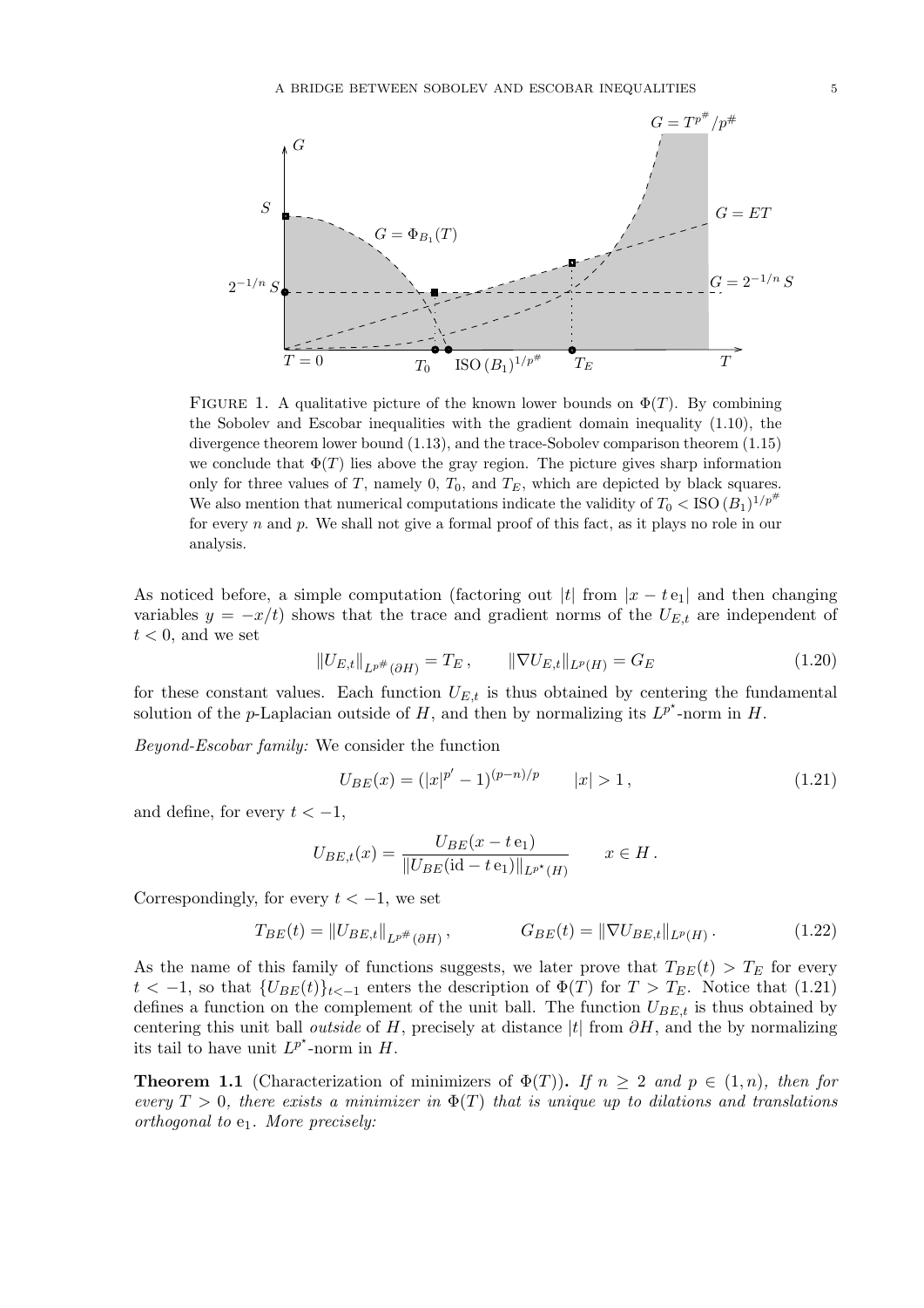FIGURE 1. A qualitative picture of the known lower bounds on $\Phi(T)$. By combining the Sobolev and Escobar inequalities with the gradient domain inequality (1.10), the divergence theorem lower bound (1.13), and the trace-Sobolev comparison theorem (1.15) we conclude that $\Phi(T)$ lies above the gray region. The picture gives sharp information only for three values of $T$, namely 0, $T_0$, and $T_E$, which are depicted by black squares. We also mention that numerical computations indicate the validity of $T_0 < \mathrm{ISO}\,(B_1)^{1/p^\#}$ for every $n$ and $p$. We shall not give a formal proof of this fact, as it plays no role in our analysis.

As noticed before, a simple computation (factoring out $|t|$ from $|x - t\,\mathrm{e}_1|$ and then changing variables $y = -x/t$) shows that the trace and gradient norms of the $U_{E,t}$ are independent of $t < 0$, and we set

$$\|U_{E,t}\|_{L^{p^\#}(\partial H)} = T_E\,, \qquad \|\nabla U_{E,t}\|_{L^p(H)} = G_E \tag{1.20}$$

for these constant values. Each function $U_{E,t}$ is thus obtained by centering the fundamental solution of the $p$-Laplacian outside of $H$, and then by normalizing its $L^{p^\star}$-norm in $H$.

*Beyond-Escobar family:* We consider the function

$$U_{BE}(x) = (|x|^{p'} - 1)^{(p-n)/p} \qquad |x| > 1\,, \tag{1.21}$$

and define, for every $t < -1$,

$$U_{BE,t}(x) = \frac{U_{BE}(x - t\,\mathrm{e}_1)}{\|U_{BE}(\mathrm{id} - t\,\mathrm{e}_1)\|_{L^{p^\star}(H)}} \qquad x \in H\,.$$

Correspondingly, for every $t < -1$, we set

$$T_{BE}(t) = \|U_{BE,t}\|_{L^{p^\#}(\partial H)}\,, \qquad G_{BE}(t) = \|\nabla U_{BE,t}\|_{L^p(H)}\,. \tag{1.22}$$

As the name of this family of functions suggests, we later prove that $T_{BE}(t) > T_E$ for every $t < -1$, so that $\{U_{BE}(t)\}_{t<-1}$ enters the description of $\Phi(T)$ for $T > T_E$. Notice that (1.21) defines a function on the complement of the unit ball. The function $U_{BE,t}$ is thus obtained by centering this unit ball *outside* of $H$, precisely at distance $|t|$ from $\partial H$, and the by normalizing its tail to have unit $L^{p^\star}$-norm in $H$.

**Theorem 1.1** (Characterization of minimizers of $\Phi(T)$)**.** *If $n \geq 2$ and $p \in (1, n)$, then for every $T > 0$, there exists a minimizer in $\Phi(T)$ that is unique up to dilations and translations orthogonal to $\mathrm{e}_1$. More precisely:*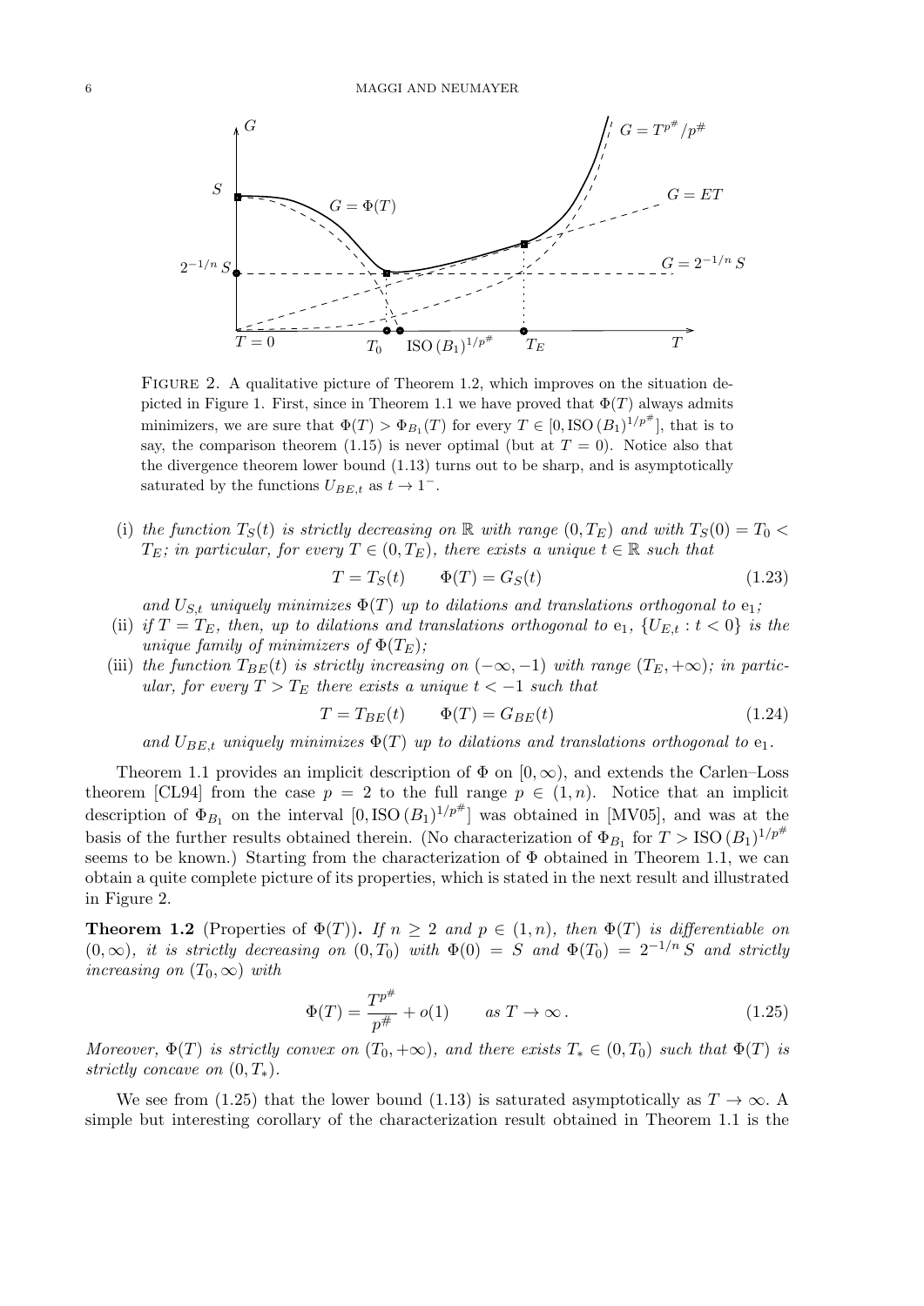FIGURE 2. A qualitative picture of Theorem 1.2, which improves on the situation depicted in Figure 1. First, since in Theorem 1.1 we have proved that $\Phi(T)$ always admits minimizers, we are sure that $\Phi(T) > \Phi_{B_1}(T)$ for every $T \in [0, \mathrm{ISO}\,(B_1)^{1/p^\#}]$, that is to say, the comparison theorem (1.15) is never optimal (but at $T = 0$). Notice also that the divergence theorem lower bound (1.13) turns out to be sharp, and is asymptotically saturated by the functions $U_{BE,t}$ as $t \to 1^-$.

(i) *the function $T_S(t)$ is strictly decreasing on $\mathbb{R}$ with range $(0, T_E)$ and with $T_S(0) = T_0 < T_E$; in particular, for every $T \in (0, T_E)$, there exists a unique $t \in \mathbb{R}$ such that*

$$T = T_S(t) \qquad \Phi(T) = G_S(t) \tag{1.23}$$

*and $U_{S,t}$ uniquely minimizes $\Phi(T)$ up to dilations and translations orthogonal to $\mathrm{e}_1$;*

(ii) *if $T = T_E$, then, up to dilations and translations orthogonal to $\mathrm{e}_1$, $\{U_{E,t} : t < 0\}$ is the unique family of minimizers of $\Phi(T_E)$;*

(iii) *the function $T_{BE}(t)$ is strictly increasing on $(-\infty, -1)$ with range $(T_E, +\infty)$; in particular, for every $T > T_E$ there exists a unique $t < -1$ such that*

$$T = T_{BE}(t) \qquad \Phi(T) = G_{BE}(t) \tag{1.24}$$

*and $U_{BE,t}$ uniquely minimizes $\Phi(T)$ up to dilations and translations orthogonal to $\mathrm{e}_1$.*

Theorem 1.1 provides an implicit description of $\Phi$ on $[0, \infty)$, and extends the Carlen–Loss theorem [CL94] from the case $p = 2$ to the full range $p \in (1, n)$. Notice that an implicit description of $\Phi_{B_1}$ on the interval $[0, \mathrm{ISO}\,(B_1)^{1/p^\#}]$ was obtained in [MV05], and was at the basis of the further results obtained therein. (No characterization of $\Phi_{B_1}$ for $T > \mathrm{ISO}\,(B_1)^{1/p^\#}$ seems to be known.) Starting from the characterization of $\Phi$ obtained in Theorem 1.1, we can obtain a quite complete picture of its properties, which is stated in the next result and illustrated in Figure 2.

**Theorem 1.2** (Properties of $\Phi(T)$)**.** *If $n \geq 2$ and $p \in (1, n)$, then $\Phi(T)$ is differentiable on $(0, \infty)$, it is strictly decreasing on $(0, T_0)$ with $\Phi(0) = S$ and $\Phi(T_0) = 2^{-1/n} S$ and strictly increasing on $(T_0, \infty)$ with*

$$\Phi(T) = \frac{T^{p^\#}}{p^\#} + o(1) \qquad \text{as } T \to \infty\,. \tag{1.25}$$

*Moreover, $\Phi(T)$ is strictly convex on $(T_0, +\infty)$, and there exists $T_* \in (0, T_0)$ such that $\Phi(T)$ is strictly concave on $(0, T_*)$.*

We see from (1.25) that the lower bound (1.13) is saturated asymptotically as $T \to \infty$. A simple but interesting corollary of the characterization result obtained in Theorem 1.1 is the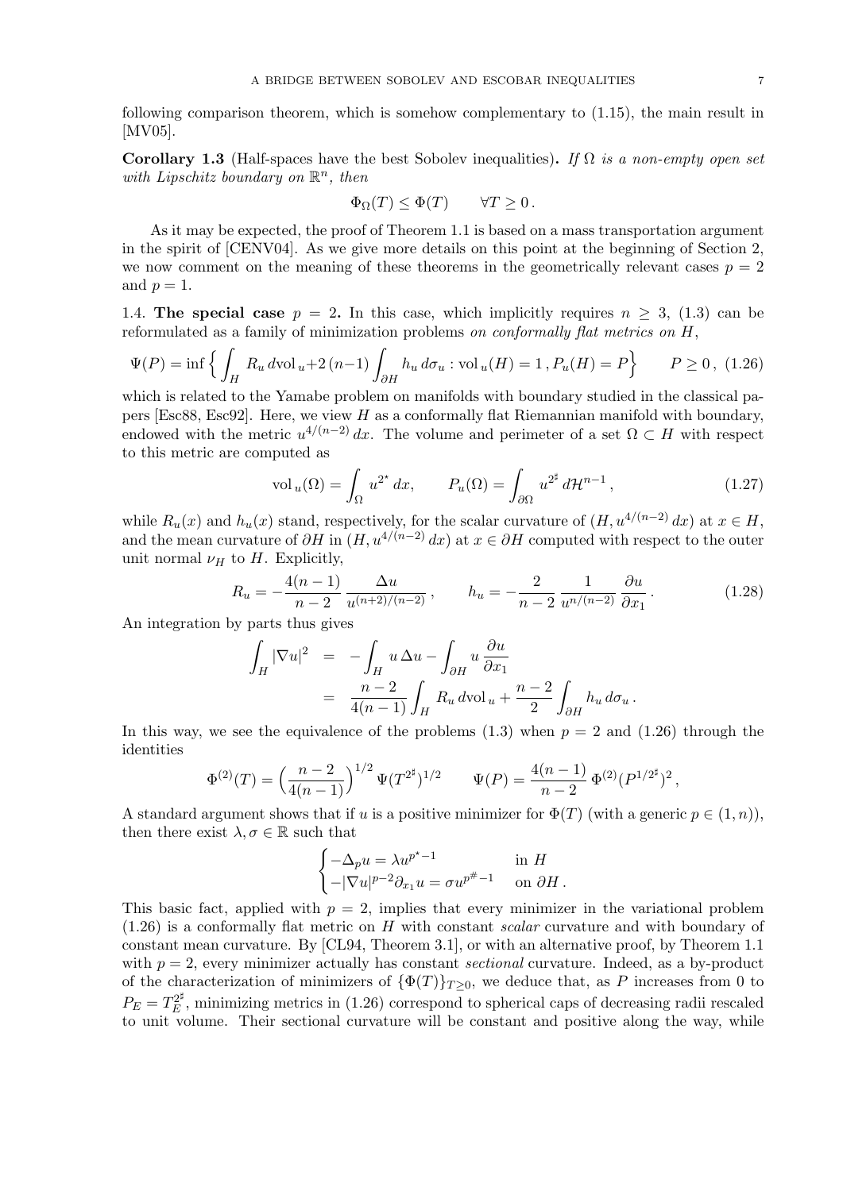following comparison theorem, which is somehow complementary to (1.15), the main result in [MV05].

**Corollary 1.3** (Half-spaces have the best Sobolev inequalities)**.** *If $\Omega$ is a non-empty open set with Lipschitz boundary on $\mathbb{R}^n$, then*

$$\Phi_\Omega(T) \le \Phi(T) \qquad \forall T \ge 0\,.$$

As it may be expected, the proof of Theorem 1.1 is based on a mass transportation argument in the spirit of [CENV04]. As we give more details on this point at the beginning of Section 2, we now comment on the meaning of these theorems in the geometrically relevant cases $p=2$ and $p=1$.

1.4. **The special case $p=2$.** In this case, which implicitly requires $n\ge 3$, (1.3) can be reformulated as a family of minimization problems *on conformally flat metrics on $H$*,

$$\Psi(P) = \inf\Big\{ \int_H R_u\, d\mathrm{vol}_u + 2\,(n-1)\int_{\partial H} h_u\, d\sigma_u : \mathrm{vol}_u(H)=1\,, P_u(H)=P\Big\} \qquad P\ge 0\,, \tag{1.26}$$

which is related to the Yamabe problem on manifolds with boundary studied in the classical papers [Esc88, Esc92]. Here, we view $H$ as a conformally flat Riemannian manifold with boundary, endowed with the metric $u^{4/(n-2)}\,dx$. The volume and perimeter of a set $\Omega\subset H$ with respect to this metric are computed as

$$\mathrm{vol}_u(\Omega) = \int_\Omega u^{2^\star}\,dx, \qquad P_u(\Omega)=\int_{\partial\Omega} u^{2^\sharp}\,d\mathcal{H}^{n-1}\,, \tag{1.27}$$

while $R_u(x)$ and $h_u(x)$ stand, respectively, for the scalar curvature of $(H, u^{4/(n-2)}\,dx)$ at $x\in H$, and the mean curvature of $\partial H$ in $(H, u^{4/(n-2)}\,dx)$ at $x\in\partial H$ computed with respect to the outer unit normal $\nu_H$ to $H$. Explicitly,

$$R_u = -\frac{4(n-1)}{n-2}\,\frac{\Delta u}{u^{(n+2)/(n-2)}}\,, \qquad h_u = -\frac{2}{n-2}\,\frac{1}{u^{n/(n-2)}}\,\frac{\partial u}{\partial x_1}\,. \tag{1.28}$$

An integration by parts thus gives

$$\begin{aligned}\int_H |\nabla u|^2 &= -\int_H u\,\Delta u - \int_{\partial H} u\,\frac{\partial u}{\partial x_1}\\ &= \frac{n-2}{4(n-1)}\int_H R_u\,d\mathrm{vol}_u + \frac{n-2}{2}\int_{\partial H} h_u\,d\sigma_u\,.\end{aligned}$$

In this way, we see the equivalence of the problems (1.3) when $p=2$ and (1.26) through the identities

$$\Phi^{(2)}(T) = \Big(\frac{n-2}{4(n-1)}\Big)^{1/2}\,\Psi(T^{2^\sharp})^{1/2} \qquad \Psi(P) = \frac{4(n-1)}{n-2}\,\Phi^{(2)}(P^{1/2^\sharp})^2\,,$$

A standard argument shows that if $u$ is a positive minimizer for $\Phi(T)$ (with a generic $p\in(1,n)$), then there exist $\lambda,\sigma\in\mathbb{R}$ such that

$$\begin{cases} -\Delta_p u = \lambda u^{p^\star-1} & \text{in } H\\ -|\nabla u|^{p-2}\partial_{x_1} u = \sigma u^{p^\#-1} & \text{on } \partial H\,.\end{cases}$$

This basic fact, applied with $p=2$, implies that every minimizer in the variational problem (1.26) is a conformally flat metric on $H$ with constant *scalar* curvature and with boundary of constant mean curvature. By [CL94, Theorem 3.1], or with an alternative proof, by Theorem 1.1 with $p=2$, every minimizer actually has constant *sectional* curvature. Indeed, as a by-product of the characterization of minimizers of $\{\Phi(T)\}_{T\ge 0}$, we deduce that, as $P$ increases from 0 to $P_E = T_E^{2^\sharp}$, minimizing metrics in (1.26) correspond to spherical caps of decreasing radii rescaled to unit volume. Their sectional curvature will be constant and positive along the way, while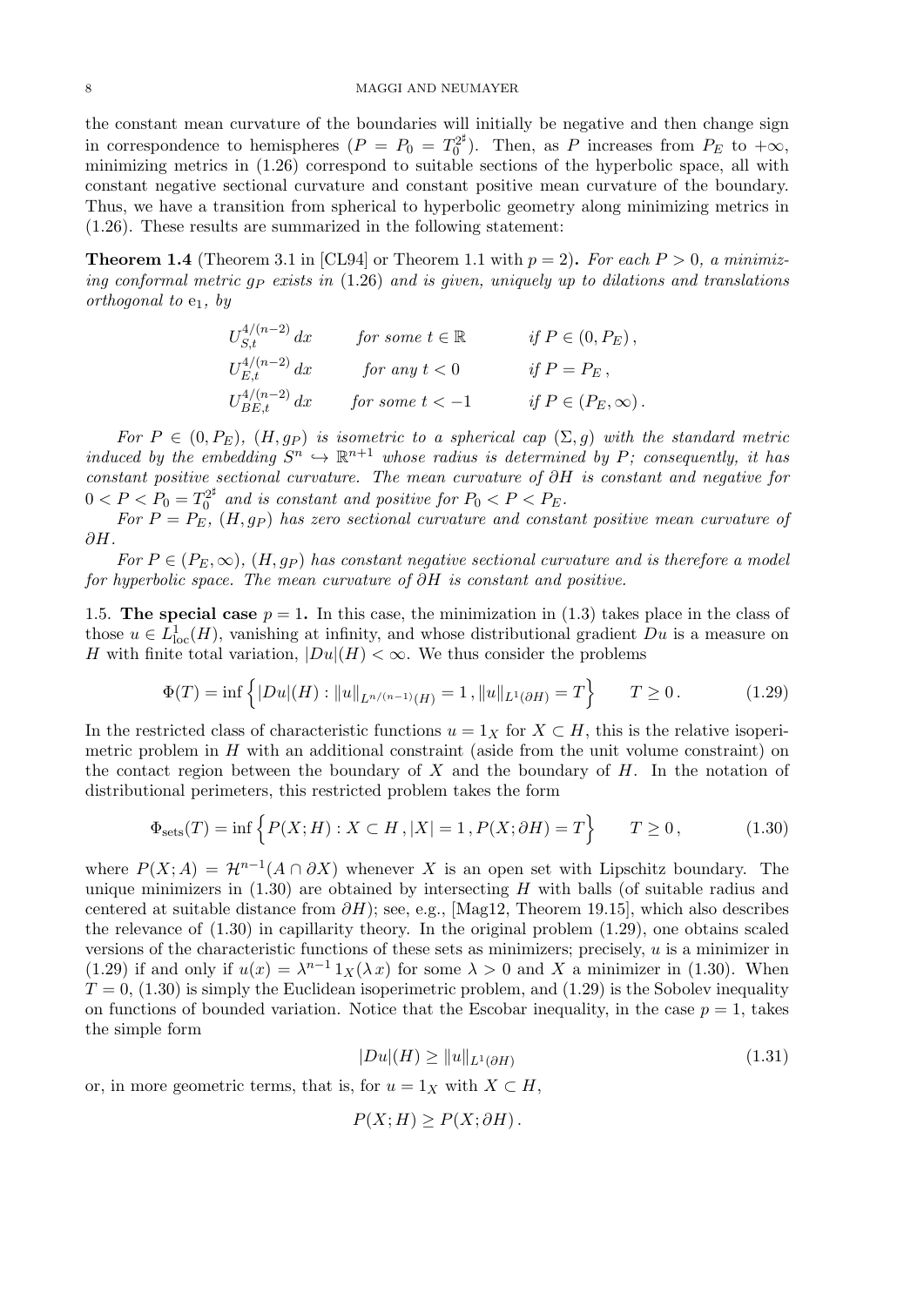the constant mean curvature of the boundaries will initially be negative and then change sign in correspondence to hemispheres ($P = P_0 = T_0^{2^\sharp}$). Then, as $P$ increases from $P_E$ to $+\infty$, minimizing metrics in (1.26) correspond to suitable sections of the hyperbolic space, all with constant negative sectional curvature and constant positive mean curvature of the boundary. Thus, we have a transition from spherical to hyperbolic geometry along minimizing metrics in (1.26). These results are summarized in the following statement:

**Theorem 1.4** (Theorem 3.1 in [CL94] or Theorem 1.1 with $p = 2$)**.** *For each $P > 0$, a minimizing conformal metric $g_P$ exists in (1.26) and is given, uniquely up to dilations and translations orthogonal to $\mathrm{e}_1$, by*

$$
\begin{array}{lll}
U_{S,t}^{4/(n-2)}\,dx & \text{for some } t \in \mathbb{R} & \text{if } P \in (0, P_E)\,, \\
U_{E,t}^{4/(n-2)}\,dx & \text{for any } t < 0 & \text{if } P = P_E\,, \\
U_{BE,t}^{4/(n-2)}\,dx & \text{for some } t < -1 & \text{if } P \in (P_E, \infty)\,.
\end{array}
$$

*For $P \in (0, P_E)$, $(H, g_P)$ is isometric to a spherical cap $(\Sigma, g)$ with the standard metric induced by the embedding $S^n \hookrightarrow \mathbb{R}^{n+1}$ whose radius is determined by $P$; consequently, it has constant positive sectional curvature. The mean curvature of $\partial H$ is constant and negative for $0 < P < P_0 = T_0^{2^\sharp}$ and is constant and positive for $P_0 < P < P_E$.*

*For $P = P_E$, $(H, g_P)$ has zero sectional curvature and constant positive mean curvature of $\partial H$.*

*For $P \in (P_E, \infty)$, $(H, g_P)$ has constant negative sectional curvature and is therefore a model for hyperbolic space. The mean curvature of $\partial H$ is constant and positive.*

1.5. **The special case $p = 1$.** In this case, the minimization in (1.3) takes place in the class of those $u \in L^1_{\mathrm{loc}}(H)$, vanishing at infinity, and whose distributional gradient $Du$ is a measure on $H$ with finite total variation, $|Du|(H) < \infty$. We thus consider the problems

$$
\Phi(T) = \inf\Big\{ |Du|(H) : \|u\|_{L^{n/(n-1)}(H)} = 1\,, \|u\|_{L^1(\partial H)} = T \Big\} \qquad T \geq 0\,. \tag{1.29}
$$

In the restricted class of characteristic functions $u = 1_X$ for $X \subset H$, this is the relative isoperimetric problem in $H$ with an additional constraint (aside from the unit volume constraint) on the contact region between the boundary of $X$ and the boundary of $H$. In the notation of distributional perimeters, this restricted problem takes the form

$$
\Phi_{\mathrm{sets}}(T) = \inf\Big\{ P(X; H) : X \subset H\,, |X| = 1\,, P(X; \partial H) = T \Big\} \qquad T \geq 0\,, \tag{1.30}
$$

where $P(X; A) = \mathcal{H}^{n-1}(A \cap \partial X)$ whenever $X$ is an open set with Lipschitz boundary. The unique minimizers in (1.30) are obtained by intersecting $H$ with balls (of suitable radius and centered at suitable distance from $\partial H$); see, e.g., [Mag12, Theorem 19.15], which also describes the relevance of (1.30) in capillarity theory. In the original problem (1.29), one obtains scaled versions of the characteristic functions of these sets as minimizers; precisely, $u$ is a minimizer in (1.29) if and only if $u(x) = \lambda^{n-1}\, 1_X(\lambda\, x)$ for some $\lambda > 0$ and $X$ a minimizer in (1.30). When $T = 0$, (1.30) is simply the Euclidean isoperimetric problem, and (1.29) is the Sobolev inequality on functions of bounded variation. Notice that the Escobar inequality, in the case $p = 1$, takes the simple form

$$
|Du|(H) \geq \|u\|_{L^1(\partial H)} \tag{1.31}
$$

or, in more geometric terms, that is, for $u = 1_X$ with $X \subset H$,

$$
P(X; H) \geq P(X; \partial H)\,.
$$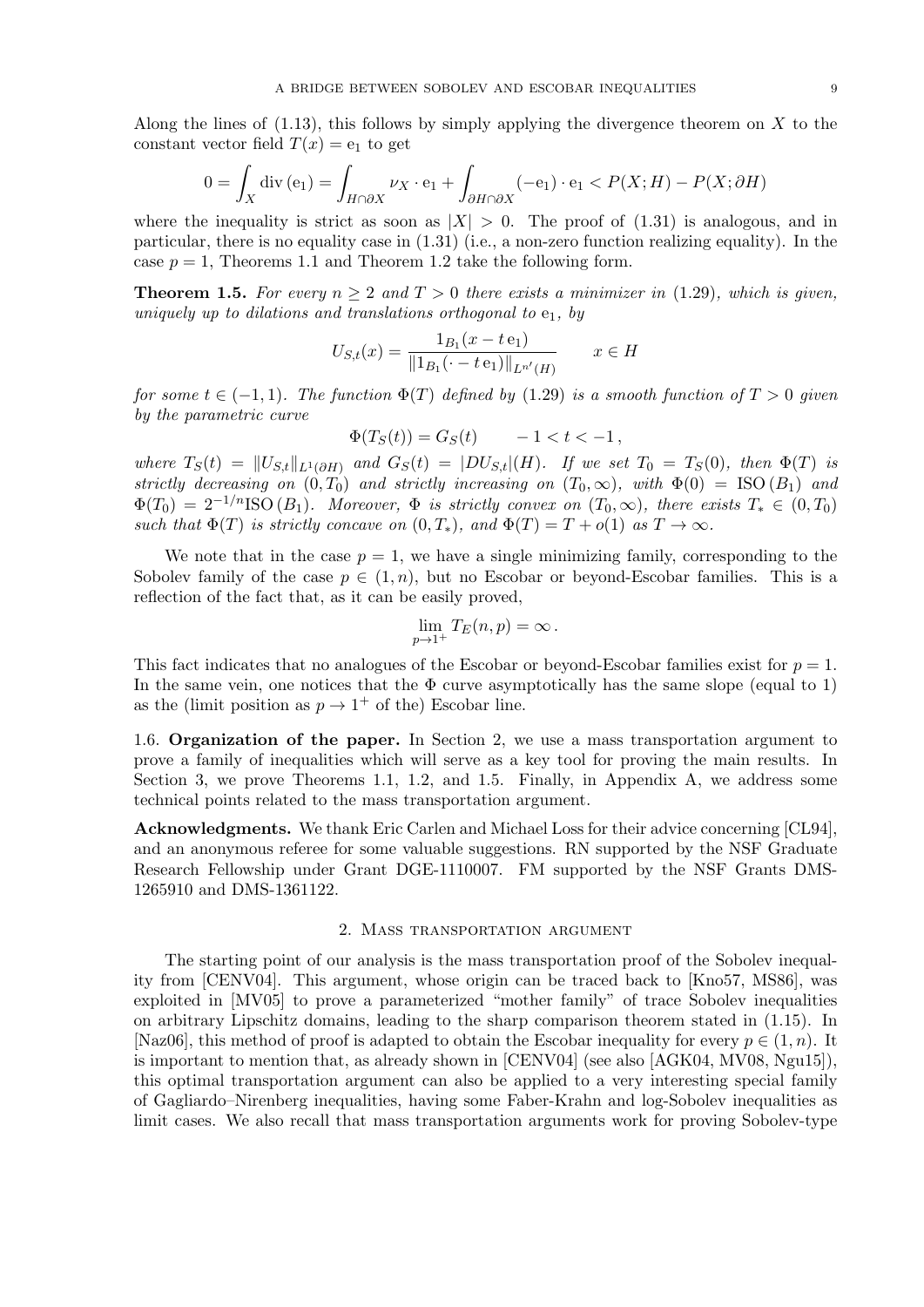Along the lines of (1.13), this follows by simply applying the divergence theorem on $X$ to the constant vector field $T(x) = \mathrm{e}_1$ to get

$$0 = \int_X \operatorname{div}(\mathrm{e}_1) = \int_{H\cap\partial X} \nu_X \cdot \mathrm{e}_1 + \int_{\partial H\cap\partial X} (-\mathrm{e}_1)\cdot \mathrm{e}_1 < P(X;H) - P(X;\partial H)$$

where the inequality is strict as soon as $|X| > 0$. The proof of (1.31) is analogous, and in particular, there is no equality case in (1.31) (i.e., a non-zero function realizing equality). In the case $p = 1$, Theorems 1.1 and Theorem 1.2 take the following form.

**Theorem 1.5.** *For every $n \geq 2$ and $T > 0$ there exists a minimizer in (1.29), which is given, uniquely up to dilations and translations orthogonal to $\mathrm{e}_1$, by*

$$U_{S,t}(x) = \frac{1_{B_1}(x - t\,\mathrm{e}_1)}{\|1_{B_1}(\cdot - t\,\mathrm{e}_1)\|_{L^{n'}(H)}} \qquad x \in H$$

*for some $t \in (-1, 1)$. The function $\Phi(T)$ defined by (1.29) is a smooth function of $T > 0$ given by the parametric curve*

$$\Phi(T_S(t)) = G_S(t) \qquad -1 < t < -1\,,$$

*where $T_S(t) = \|U_{S,t}\|_{L^1(\partial H)}$ and $G_S(t) = |DU_{S,t}|(H)$. If we set $T_0 = T_S(0)$, then $\Phi(T)$ is strictly decreasing on $(0, T_0)$ and strictly increasing on $(T_0, \infty)$, with $\Phi(0) = \mathrm{ISO}\,(B_1)$ and $\Phi(T_0) = 2^{-1/n}\mathrm{ISO}\,(B_1)$. Moreover, $\Phi$ is strictly convex on $(T_0, \infty)$, there exists $T_* \in (0, T_0)$ such that $\Phi(T)$ is strictly concave on $(0, T_*)$, and $\Phi(T) = T + o(1)$ as $T \to \infty$.*

We note that in the case $p = 1$, we have a single minimizing family, corresponding to the Sobolev family of the case $p \in (1, n)$, but no Escobar or beyond-Escobar families. This is a reflection of the fact that, as it can be easily proved,

$$\lim_{p\to 1^+} T_E(n, p) = \infty\,.$$

This fact indicates that no analogues of the Escobar or beyond-Escobar families exist for $p = 1$. In the same vein, one notices that the $\Phi$ curve asymptotically has the same slope (equal to 1) as the (limit position as $p \to 1^+$ of the) Escobar line.

1.6. **Organization of the paper.** In Section 2, we use a mass transportation argument to prove a family of inequalities which will serve as a key tool for proving the main results. In Section 3, we prove Theorems 1.1, 1.2, and 1.5. Finally, in Appendix A, we address some technical points related to the mass transportation argument.

**Acknowledgments.** We thank Eric Carlen and Michael Loss for their advice concerning [CL94], and an anonymous referee for some valuable suggestions. RN supported by the NSF Graduate Research Fellowship under Grant DGE-1110007. FM supported by the NSF Grants DMS-1265910 and DMS-1361122.

## 2. Mass transportation argument

The starting point of our analysis is the mass transportation proof of the Sobolev inequality from [CENV04]. This argument, whose origin can be traced back to [Kno57, MS86], was exploited in [MV05] to prove a parameterized "mother family" of trace Sobolev inequalities on arbitrary Lipschitz domains, leading to the sharp comparison theorem stated in (1.15). In [Naz06], this method of proof is adapted to obtain the Escobar inequality for every $p \in (1, n)$. It is important to mention that, as already shown in [CENV04] (see also [AGK04, MV08, Ngu15]), this optimal transportation argument can also be applied to a very interesting special family of Gagliardo–Nirenberg inequalities, having some Faber-Krahn and log-Sobolev inequalities as limit cases. We also recall that mass transportation arguments work for proving Sobolev-type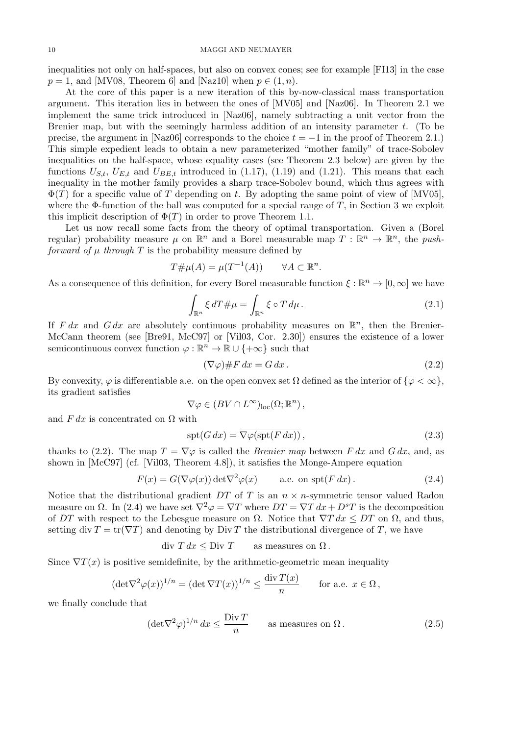inequalities not only on half-spaces, but also on convex cones; see for example [FI13] in the case $p = 1$, and [MV08, Theorem 6] and [Naz10] when $p \in (1, n)$.

At the core of this paper is a new iteration of this by-now-classical mass transportation argument. This iteration lies in between the ones of [MV05] and [Naz06]. In Theorem 2.1 we implement the same trick introduced in [Naz06], namely subtracting a unit vector from the Brenier map, but with the seemingly harmless addition of an intensity parameter $t$. (To be precise, the argument in [Naz06] corresponds to the choice $t = -1$ in the proof of Theorem 2.1.) This simple expedient leads to obtain a new parameterized "mother family" of trace-Sobolev inequalities on the half-space, whose equality cases (see Theorem 2.3 below) are given by the functions $U_{S,t}$, $U_{E,t}$ and $U_{BE,t}$ introduced in (1.17), (1.19) and (1.21). This means that each inequality in the mother family provides a sharp trace-Sobolev bound, which thus agrees with $\Phi(T)$ for a specific value of $T$ depending on $t$. By adopting the same point of view of [MV05], where the $\Phi$-function of the ball was computed for a special range of $T$, in Section 3 we exploit this implicit description of $\Phi(T)$ in order to prove Theorem 1.1.

Let us now recall some facts from the theory of optimal transportation. Given a (Borel regular) probability measure $\mu$ on $\mathbb{R}^n$ and a Borel measurable map $T : \mathbb{R}^n \to \mathbb{R}^n$, the *push-forward of $\mu$ through $T$* is the probability measure defined by

$$T\#\mu(A) = \mu(T^{-1}(A)) \qquad \forall A \subset \mathbb{R}^n.$$

As a consequence of this definition, for every Borel measurable function $\xi : \mathbb{R}^n \to [0, \infty]$ we have

$$\int_{\mathbb{R}^n} \xi \, dT\#\mu = \int_{\mathbb{R}^n} \xi \circ T \, d\mu \,. \tag{2.1}$$

If $F\,dx$ and $G\,dx$ are absolutely continuous probability measures on $\mathbb{R}^n$, then the Brenier-McCann theorem (see [Bre91, McC97] or [Vil03, Cor. 2.30]) ensures the existence of a lower semicontinuous convex function $\varphi : \mathbb{R}^n \to \mathbb{R} \cup \{+\infty\}$ such that

$$(\nabla\varphi)\#F\,dx = G\,dx \,. \tag{2.2}$$

By convexity, $\varphi$ is differentiable a.e. on the open convex set $\Omega$ defined as the interior of $\{\varphi < \infty\}$, its gradient satisfies

$$\nabla\varphi \in (BV \cap L^\infty)_{\rm loc}(\Omega; \mathbb{R}^n) \,,$$

and $F\,dx$ is concentrated on $\Omega$ with

$$\mathrm{spt}(G\,dx) = \overline{\nabla\varphi(\mathrm{spt}(F\,dx))} \,, \tag{2.3}$$

thanks to (2.2). The map $T = \nabla\varphi$ is called the *Brenier map* between $F\,dx$ and $G\,dx$, and, as shown in [McC97] (cf. [Vil03, Theorem 4.8]), it satisfies the Monge-Ampere equation

$$F(x) = G(\nabla\varphi(x)) \det\nabla^2\varphi(x) \qquad \text{a.e. on } \mathrm{spt}(F\,dx) \,. \tag{2.4}$$

Notice that the distributional gradient $DT$ of $T$ is an $n \times n$-symmetric tensor valued Radon measure on $\Omega$. In (2.4) we have set $\nabla^2\varphi = \nabla T$ where $DT = \nabla T\,dx + D^sT$ is the decomposition of $DT$ with respect to the Lebesgue measure on $\Omega$. Notice that $\nabla T\,dx \le DT$ on $\Omega$, and thus, setting $\mathrm{div}\, T = \mathrm{tr}(\nabla T)$ and denoting by $\mathrm{Div}\, T$ the distributional divergence of $T$, we have

$$\mathrm{div}\ T\,dx \le \mathrm{Div}\ T \qquad \text{as measures on } \Omega \,.$$

Since $\nabla T(x)$ is positive semidefinite, by the arithmetic-geometric mean inequality

$$(\det\nabla^2\varphi(x))^{1/n} = (\det\nabla T(x))^{1/n} \le \frac{\mathrm{div}\, T(x)}{n} \qquad \text{for a.e. } x \in \Omega \,,$$

we finally conclude that

$$(\det\nabla^2\varphi)^{1/n}\,dx \le \frac{\mathrm{Div}\, T}{n} \qquad \text{as measures on } \Omega \,. \tag{2.5}$$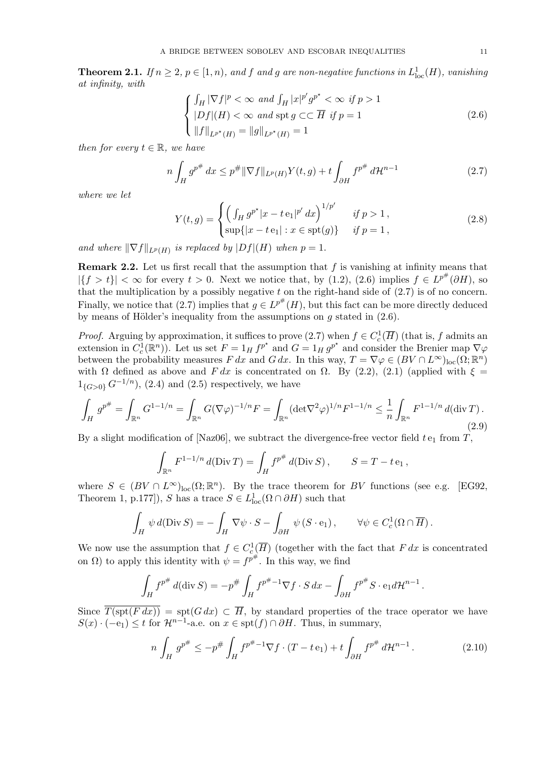**Theorem 2.1.** *If $n \ge 2$, $p \in [1,n)$, and $f$ and $g$ are non-negative functions in $L^1_{\rm loc}(H)$, vanishing at infinity, with*

$$
\begin{cases}
\int_H |\nabla f|^p < \infty \ \text{and} \ \int_H |x|^{p'} g^{p^\star} < \infty \ \text{if} \ p > 1\\
|Df|(H) < \infty \ \text{and} \ \operatorname{spt} g \subset\subset \overline{H} \ \text{if} \ p = 1\\
\|f\|_{L^{p^\star}(H)} = \|g\|_{L^{p^\star}(H)} = 1
\end{cases}
\tag{2.6}
$$

*then for every $t \in \mathbb{R}$, we have*

$$
n \int_H g^{p^\#}\,dx \le p^\# \|\nabla f\|_{L^p(H)} Y(t,g) + t \int_{\partial H} f^{p^\#}\,d\mathcal{H}^{n-1}
\tag{2.7}
$$

*where we let*

$$
Y(t,g) = \begin{cases}
\Big( \int_H g^{p^\star} |x - t\,\mathrm{e}_1|^{p'}\,dx \Big)^{1/p'} & \text{if } p > 1\,,\\
\sup\{|x - t\,\mathrm{e}_1| : x \in \operatorname{spt}(g)\} & \text{if } p = 1\,,
\end{cases}
\tag{2.8}
$$

*and where $\|\nabla f\|_{L^p(H)}$ is replaced by $|Df|(H)$ when $p=1$.*

**Remark 2.2.** Let us first recall that the assumption that $f$ is vanishing at infinity means that $|\{f > t\}| < \infty$ for every $t > 0$. Next we notice that, by (1.2), (2.6) implies $f \in L^{p^\#}(\partial H)$, so that the multiplication by a possibly negative $t$ on the right-hand side of (2.7) is of no concern. Finally, we notice that (2.7) implies that $g \in L^{p^\#}(H)$, but this fact can be more directly deduced by means of Hölder's inequality from the assumptions on $g$ stated in (2.6).

*Proof.* Arguing by approximation, it suffices to prove (2.7) when $f \in C^1_c(\overline{H})$ (that is, $f$ admits an extension in $C^1_c(\mathbb{R}^n)$). Let us set $F = 1_H\, f^{p^\star}$ and $G = 1_H\, g^{p^\star}$ and consider the Brenier map $\nabla\varphi$ between the probability measures $F\,dx$ and $G\,dx$. In this way, $T = \nabla\varphi \in (BV \cap L^\infty)_{\rm loc}(\Omega;\mathbb{R}^n)$ with $\Omega$ defined as above and $F\,dx$ is concentrated on $\Omega$. By (2.2), (2.1) (applied with $\xi = 1_{\{G>0\}}\, G^{-1/n}$), (2.4) and (2.5) respectively, we have

$$
\int_H g^{p^\#} = \int_{\mathbb{R}^n} G^{1-1/n} = \int_{\mathbb{R}^n} G(\nabla\varphi)^{-1/n} F = \int_{\mathbb{R}^n} (\det \nabla^2\varphi)^{1/n} F^{1-1/n} \le \frac{1}{n}\int_{\mathbb{R}^n} F^{1-1/n}\,d(\operatorname{div} T)\,.
\tag{2.9}
$$

By a slight modification of [Naz06], we subtract the divergence-free vector field $t\,\mathrm{e}_1$ from $T$,

$$
\int_{\mathbb{R}^n} F^{1-1/n}\,d(\operatorname{Div} T) = \int_H f^{p^\#}\,d(\operatorname{Div} S)\,, \qquad S = T - t\,\mathrm{e}_1\,,
$$

where $S \in (BV \cap L^\infty)_{\rm loc}(\Omega;\mathbb{R}^n)$. By the trace theorem for $BV$ functions (see e.g. [EG92, Theorem 1, p.177]), $S$ has a trace $S \in L^1_{\rm loc}(\Omega \cap \partial H)$ such that

$$
\int_H \psi\,d(\operatorname{Div} S) = -\int_H \nabla\psi \cdot S - \int_{\partial H} \psi\,(S\cdot \mathrm{e}_1)\,, \qquad \forall \psi \in C^1_c(\Omega \cap \overline{H})\,.
$$

We now use the assumption that $f \in C^1_c(\overline{H})$ (together with the fact that $F\,dx$ is concentrated on $\Omega$) to apply this identity with $\psi = f^{p^\#}$. In this way, we find

$$
\int_H f^{p^\#}\,d(\operatorname{div} S) = -p^\# \int_H f^{p^\# - 1} \nabla f \cdot S\,dx - \int_{\partial H} f^{p^\#} S\cdot \mathrm{e}_1 d\mathcal{H}^{n-1}\,.
$$

Since $\overline{T(\operatorname{spt}(F\,dx))} = \operatorname{spt}(G\,dx) \subset \overline{H}$, by standard properties of the trace operator we have $S(x)\cdot(-\mathrm{e}_1) \le t$ for $\mathcal{H}^{n-1}$-a.e. on $x \in \operatorname{spt}(f) \cap \partial H$. Thus, in summary,

$$
n \int_H g^{p^\#} \le -p^\# \int_H f^{p^\# - 1} \nabla f \cdot (T - t\,\mathrm{e}_1) + t \int_{\partial H} f^{p^\#}\,d\mathcal{H}^{n-1}\,.
\tag{2.10}
$$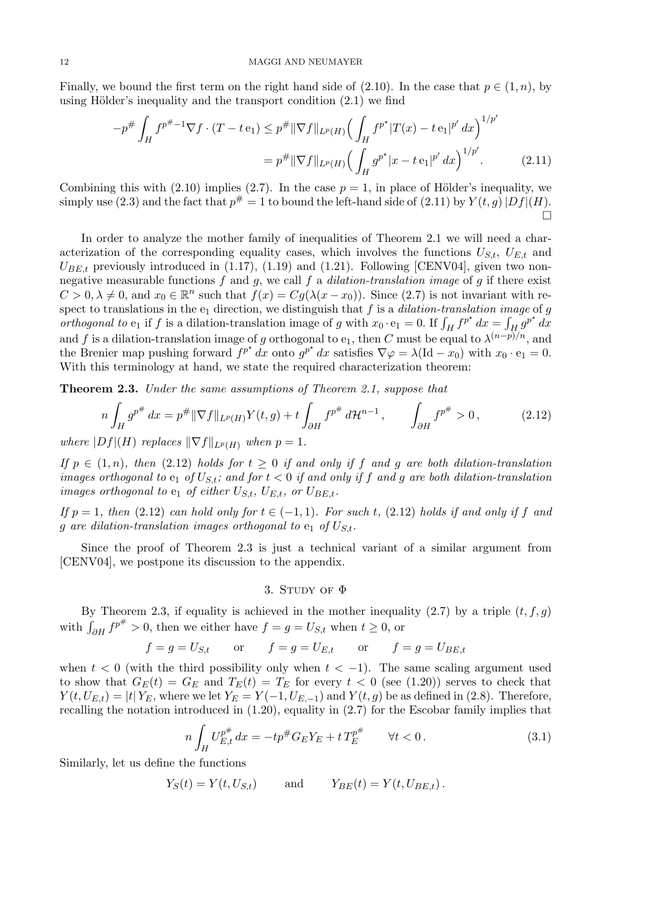Finally, we bound the first term on the right hand side of (2.10). In the case that $p \in (1,n)$, by using Hölder's inequality and the transport condition (2.1) we find

$$
\begin{aligned}
-p^{\#}\int_H f^{p^{\#}-1}\nabla f\cdot (T-t\,\mathrm{e}_1) &\le p^{\#}\|\nabla f\|_{L^p(H)}\Big(\int_H f^{p^\star}|T(x)-t\,\mathrm{e}_1|^{p'}\,dx\Big)^{1/p'}\\
&= p^{\#}\|\nabla f\|_{L^p(H)}\Big(\int_H g^{p^\star}|x-t\,\mathrm{e}_1|^{p'}\,dx\Big)^{1/p'}. \qquad (2.11)
\end{aligned}
$$

Combining this with (2.10) implies (2.7). In the case $p=1$, in place of Hölder's inequality, we simply use (2.3) and the fact that $p^{\#}=1$ to bound the left-hand side of (2.11) by $Y(t,g)\,|Df|(H)$. $\square$

In order to analyze the mother family of inequalities of Theorem 2.1 we will need a characterization of the corresponding equality cases, which involves the functions $U_{S,t}$, $U_{E,t}$ and $U_{BE,t}$ previously introduced in (1.17), (1.19) and (1.21). Following [CENV04], given two nonnegative measurable functions $f$ and $g$, we call $f$ a *dilation-translation image* of $g$ if there exist $C>0,\lambda\neq 0$, and $x_0\in\mathbb{R}^n$ such that $f(x)=Cg(\lambda(x-x_0))$. Since (2.7) is not invariant with respect to translations in the $\mathrm{e}_1$ direction, we distinguish that $f$ is a *dilation-translation image* of $g$ *orthogonal to* $\mathrm{e}_1$ if $f$ is a dilation-translation image of $g$ with $x_0\cdot\mathrm{e}_1=0$. If $\int_H f^{p^\star}\,dx=\int_H g^{p^\star}\,dx$ and $f$ is a dilation-translation image of $g$ orthogonal to $\mathrm{e}_1$, then $C$ must be equal to $\lambda^{(n-p)/n}$, and the Brenier map pushing forward $f^{p^\star}\,dx$ onto $g^{p^\star}\,dx$ satisfies $\nabla\varphi=\lambda(\mathrm{Id}-x_0)$ with $x_0\cdot\mathrm{e}_1=0$. With this terminology at hand, we state the required characterization theorem:

**Theorem 2.3.** *Under the same assumptions of Theorem 2.1, suppose that*

$$
n\int_H g^{p^{\#}}\,dx = p^{\#}\|\nabla f\|_{L^p(H)}Y(t,g)+t\int_{\partial H} f^{p^{\#}}\,d\mathcal{H}^{n-1}\,,\qquad \int_{\partial H} f^{p^{\#}}>0\,, \qquad (2.12)
$$

*where $|Df|(H)$ replaces $\|\nabla f\|_{L^p(H)}$ when $p=1$.*

*If $p\in(1,n)$, then (2.12) holds for $t\ge 0$ if and only if $f$ and $g$ are both dilation-translation images orthogonal to $\mathrm{e}_1$ of $U_{S,t}$; and for $t<0$ if and only if $f$ and $g$ are both dilation-translation images orthogonal to $\mathrm{e}_1$ of either $U_{S,t}$, $U_{E,t}$, or $U_{BE,t}$.*

*If $p=1$, then (2.12) can hold only for $t\in(-1,1)$. For such $t$, (2.12) holds if and only if $f$ and $g$ are dilation-translation images orthogonal to $\mathrm{e}_1$ of $U_{S,t}$.*

Since the proof of Theorem 2.3 is just a technical variant of a similar argument from [CENV04], we postpone its discussion to the appendix.

## 3. Study of $\Phi$

By Theorem 2.3, if equality is achieved in the mother inequality (2.7) by a triple $(t,f,g)$ with $\int_{\partial H} f^{p^{\#}}>0$, then we either have $f=g=U_{S,t}$ when $t\ge 0$, or

$$
f=g=U_{S,t}\qquad\text{or}\qquad f=g=U_{E,t}\qquad\text{or}\qquad f=g=U_{BE,t}
$$

when $t<0$ (with the third possibility only when $t<-1$). The same scaling argument used to show that $G_E(t)=G_E$ and $T_E(t)=T_E$ for every $t<0$ (see (1.20)) serves to check that $Y(t,U_{E,t})=|t|\,Y_E$, where we let $Y_E=Y(-1,U_{E,-1})$ and $Y(t,g)$ be as defined in (2.8). Therefore, recalling the notation introduced in (1.20), equality in (2.7) for the Escobar family implies that

$$
n\int_H U_{E,t}^{p^{\#}}\,dx = -tp^{\#}G_EY_E + t\,T_E^{p^{\#}}\qquad \forall t<0\,. \qquad (3.1)
$$

Similarly, let us define the functions

$$
Y_S(t)=Y(t,U_{S,t})\qquad\text{and}\qquad Y_{BE}(t)=Y(t,U_{BE,t})\,.
$$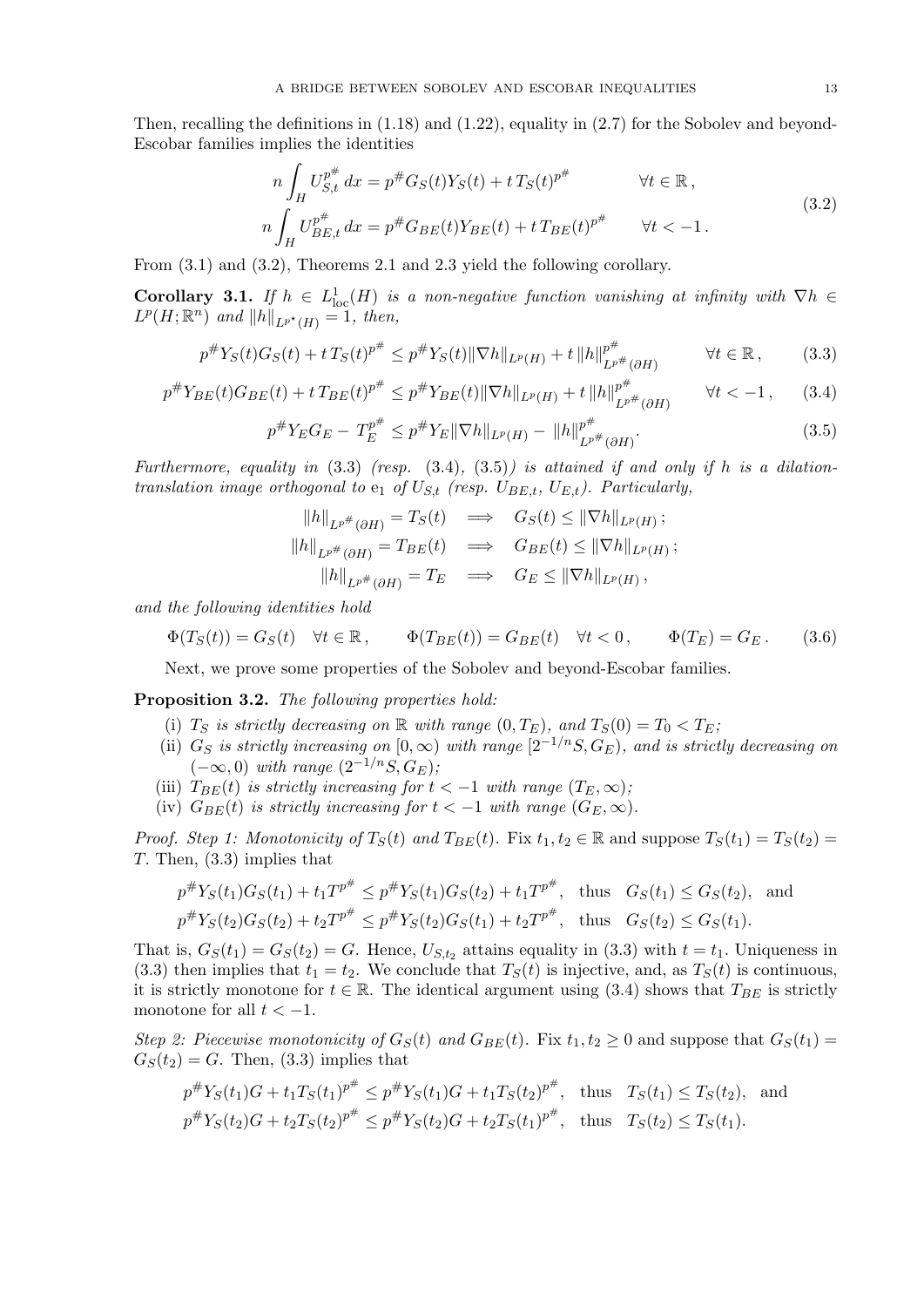Then, recalling the definitions in (1.18) and (1.22), equality in (2.7) for the Sobolev and beyond-Escobar families implies the identities

$$
\begin{aligned}
n\int_H U_{S,t}^{p^\#}\,dx &= p^\# G_S(t)Y_S(t) + t\,T_S(t)^{p^\#} \qquad && \forall t\in\mathbb{R}\,,\\
n\int_H U_{BE,t}^{p^\#}\,dx &= p^\# G_{BE}(t)Y_{BE}(t) + t\,T_{BE}(t)^{p^\#} \qquad && \forall t< -1\,.
\end{aligned}
\tag{3.2}
$$

From (3.1) and (3.2), Theorems 2.1 and 2.3 yield the following corollary.

**Corollary 3.1.** *If $h\in L^1_{\mathrm{loc}}(H)$ is a non-negative function vanishing at infinity with $\nabla h\in L^p(H;\mathbb{R}^n)$ and $\|h\|_{L^{p^\star}(H)}=1$, then,*

$$
p^\# Y_S(t)G_S(t) + t\,T_S(t)^{p^\#} \le p^\# Y_S(t)\|\nabla h\|_{L^p(H)} + t\,\|h\|_{L^{p^\#}(\partial H)}^{p^\#} \qquad \forall t\in\mathbb{R}\,, \tag{3.3}
$$

$$
p^\# Y_{BE}(t)G_{BE}(t) + t\,T_{BE}(t)^{p^\#} \le p^\# Y_{BE}(t)\|\nabla h\|_{L^p(H)} + t\,\|h\|_{L^{p^\#}(\partial H)}^{p^\#} \qquad \forall t< -1\,, \tag{3.4}
$$

$$
p^\# Y_E G_E -\, T_E^{p^\#} \le p^\# Y_E\|\nabla h\|_{L^p(H)} -\, \|h\|_{L^{p^\#}(\partial H)}^{p^\#}. \tag{3.5}
$$

*Furthermore, equality in* (3.3) *(resp.* (3.4), (3.5)*) is attained if and only if $h$ is a dilation-translation image orthogonal to* $\mathrm{e}_1$ *of $U_{S,t}$ (resp. $U_{BE,t}$, $U_{E,t}$). Particularly,*

$$
\begin{aligned}
\|h\|_{L^{p^\#}(\partial H)} = T_S(t) \quad &\Longrightarrow \quad G_S(t)\le \|\nabla h\|_{L^p(H)}\,;\\
\|h\|_{L^{p^\#}(\partial H)} = T_{BE}(t) \quad &\Longrightarrow \quad G_{BE}(t)\le \|\nabla h\|_{L^p(H)}\,;\\
\|h\|_{L^{p^\#}(\partial H)} = T_E \quad &\Longrightarrow \quad G_E\le \|\nabla h\|_{L^p(H)}\,,
\end{aligned}
$$

*and the following identities hold*

$$
\Phi(T_S(t)) = G_S(t) \quad \forall t\in\mathbb{R}\,, \qquad \Phi(T_{BE}(t)) = G_{BE}(t) \quad \forall t<0\,, \qquad \Phi(T_E)=G_E\,. \tag{3.6}
$$

Next, we prove some properties of the Sobolev and beyond-Escobar families.

**Proposition 3.2.** *The following properties hold:*

- (i) *$T_S$ is strictly decreasing on $\mathbb{R}$ with range $(0,T_E)$, and $T_S(0)=T_0<T_E$;*
- (ii) *$G_S$ is strictly increasing on $[0,\infty)$ with range $[2^{-1/n}S, G_E)$, and is strictly decreasing on $(-\infty,0)$ with range $(2^{-1/n}S,G_E)$;*
- (iii) *$T_{BE}(t)$ is strictly increasing for $t<-1$ with range $(T_E,\infty)$;*
- (iv) *$G_{BE}(t)$ is strictly increasing for $t<-1$ with range $(G_E,\infty)$.*

*Proof. Step 1: Monotonicity of $T_S(t)$ and $T_{BE}(t)$.* Fix $t_1,t_2\in\mathbb{R}$ and suppose $T_S(t_1)=T_S(t_2)=T$. Then, (3.3) implies that

$$
\begin{aligned}
&p^\# Y_S(t_1)G_S(t_1) + t_1 T^{p^\#} \le p^\# Y_S(t_1)G_S(t_2) + t_1 T^{p^\#}, \quad \text{thus} \quad G_S(t_1)\le G_S(t_2), \quad \text{and}\\
&p^\# Y_S(t_2)G_S(t_2) + t_2 T^{p^\#} \le p^\# Y_S(t_2)G_S(t_1) + t_2 T^{p^\#}, \quad \text{thus} \quad G_S(t_2)\le G_S(t_1).
\end{aligned}
$$

That is, $G_S(t_1)=G_S(t_2)=G$. Hence, $U_{S,t_2}$ attains equality in (3.3) with $t=t_1$. Uniqueness in (3.3) then implies that $t_1=t_2$. We conclude that $T_S(t)$ is injective, and, as $T_S(t)$ is continuous, it is strictly monotone for $t\in\mathbb{R}$. The identical argument using (3.4) shows that $T_{BE}$ is strictly monotone for all $t<-1$.

*Step 2: Piecewise monotonicity of $G_S(t)$ and $G_{BE}(t)$.* Fix $t_1,t_2\ge 0$ and suppose that $G_S(t_1)=G_S(t_2)=G$. Then, (3.3) implies that

$$
\begin{aligned}
&p^\# Y_S(t_1)G + t_1 T_S(t_1)^{p^\#} \le p^\# Y_S(t_1)G + t_1 T_S(t_2)^{p^\#}, \quad \text{thus} \quad T_S(t_1)\le T_S(t_2), \quad \text{and}\\
&p^\# Y_S(t_2)G + t_2 T_S(t_2)^{p^\#} \le p^\# Y_S(t_2)G + t_2 T_S(t_1)^{p^\#}, \quad \text{thus} \quad T_S(t_2)\le T_S(t_1).
\end{aligned}
$$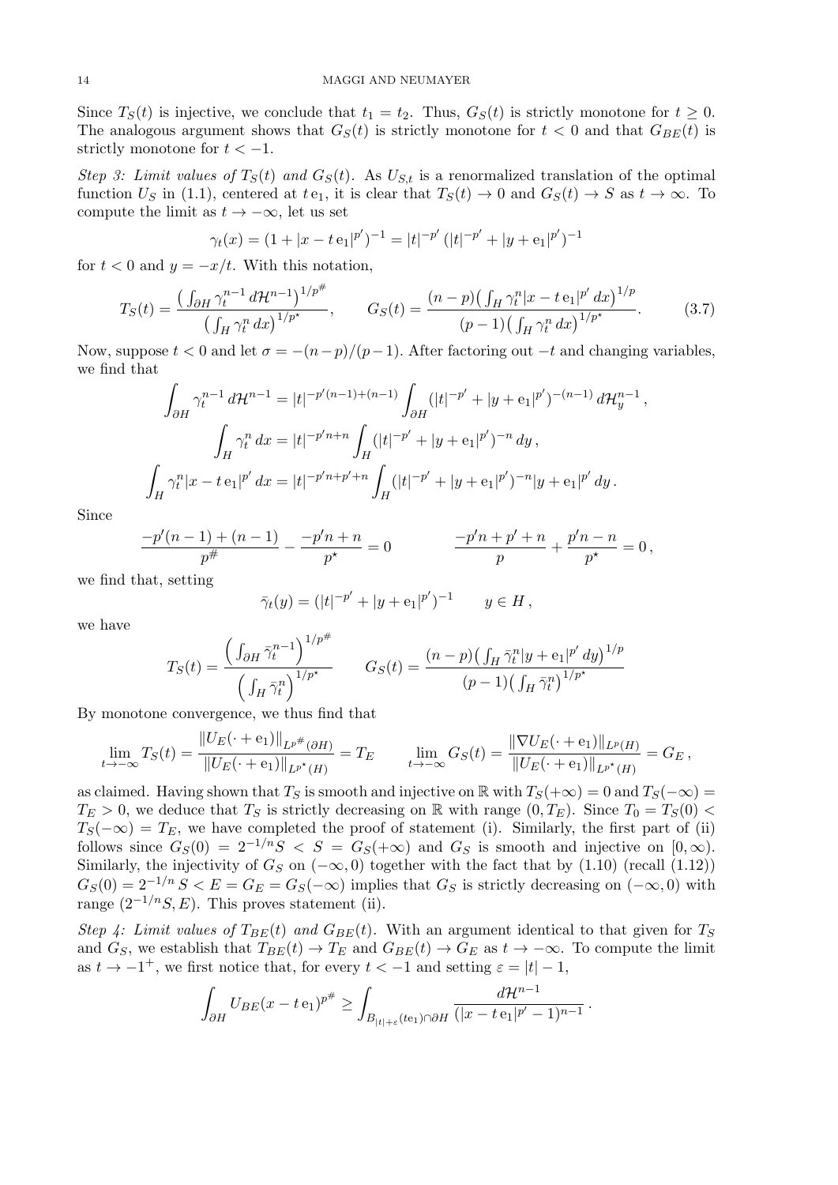Since $T_S(t)$ is injective, we conclude that $t_1 = t_2$. Thus, $G_S(t)$ is strictly monotone for $t \geq 0$. The analogous argument shows that $G_S(t)$ is strictly monotone for $t < 0$ and that $G_{BE}(t)$ is strictly monotone for $t < -1$.

*Step 3: Limit values of $T_S(t)$ and $G_S(t)$.* As $U_{S,t}$ is a renormalized translation of the optimal function $U_S$ in (1.1), centered at $t\,\mathrm{e}_1$, it is clear that $T_S(t) \to 0$ and $G_S(t) \to S$ as $t \to \infty$. To compute the limit as $t \to -\infty$, let us set

$$\gamma_t(x) = (1 + |x - t\,\mathrm{e}_1|^{p'})^{-1} = |t|^{-p'}\,(|t|^{-p'} + |y + \mathrm{e}_1|^{p'})^{-1}$$

for $t < 0$ and $y = -x/t$. With this notation,

$$T_S(t) = \frac{\big(\int_{\partial H} \gamma_t^{n-1}\,d\mathcal{H}^{n-1}\big)^{1/p^\#}}{\big(\int_H \gamma_t^n\,dx\big)^{1/p^\star}}, \qquad G_S(t) = \frac{(n-p)\big(\int_H \gamma_t^n |x - t\,\mathrm{e}_1|^{p'}\,dx\big)^{1/p}}{(p-1)\big(\int_H \gamma_t^n\,dx\big)^{1/p^\star}}. \tag{3.7}$$

Now, suppose $t < 0$ and let $\sigma = -(n-p)/(p-1)$. After factoring out $-t$ and changing variables, we find that

$$\int_{\partial H} \gamma_t^{n-1}\,d\mathcal{H}^{n-1} = |t|^{-p'(n-1)+(n-1)} \int_{\partial H} (|t|^{-p'} + |y + \mathrm{e}_1|^{p'})^{-(n-1)}\,d\mathcal{H}^{n-1}_y\,,$$
$$\int_H \gamma_t^n\,dx = |t|^{-p'n+n} \int_H (|t|^{-p'} + |y + \mathrm{e}_1|^{p'})^{-n}\,dy\,,$$
$$\int_H \gamma_t^n |x - t\,\mathrm{e}_1|^{p'}\,dx = |t|^{-p'n+p'+n} \int_H (|t|^{-p'} + |y + \mathrm{e}_1|^{p'})^{-n} |y + \mathrm{e}_1|^{p'}\,dy\,.$$

Since

$$\frac{-p'(n-1) + (n-1)}{p^\#} - \frac{-p'n + n}{p^\star} = 0 \qquad\qquad \frac{-p'n + p' + n}{p} + \frac{p'n - n}{p^\star} = 0\,,$$

we find that, setting

$$\bar{\gamma}_t(y) = (|t|^{-p'} + |y + \mathrm{e}_1|^{p'})^{-1} \qquad y \in H\,,$$

we have

$$T_S(t) = \frac{\Big(\int_{\partial H} \bar{\gamma}_t^{n-1}\Big)^{1/p^\#}}{\Big(\int_H \bar{\gamma}_t^n\Big)^{1/p^\star}} \qquad G_S(t) = \frac{(n-p)\big(\int_H \bar{\gamma}_t^n |y + \mathrm{e}_1|^{p'}\,dy\big)^{1/p}}{(p-1)\big(\int_H \bar{\gamma}_t^n\big)^{1/p^\star}}$$

By monotone convergence, we thus find that

$$\lim_{t\to-\infty} T_S(t) = \frac{\|U_E(\cdot + \mathrm{e}_1)\|_{L^{p^\#}(\partial H)}}{\|U_E(\cdot + \mathrm{e}_1)\|_{L^{p^\star}(H)}} = T_E \qquad \lim_{t\to-\infty} G_S(t) = \frac{\|\nabla U_E(\cdot + \mathrm{e}_1)\|_{L^p(H)}}{\|U_E(\cdot + \mathrm{e}_1)\|_{L^{p^\star}(H)}} = G_E\,,$$

as claimed. Having shown that $T_S$ is smooth and injective on $\mathbb{R}$ with $T_S(+\infty) = 0$ and $T_S(-\infty) = T_E > 0$, we deduce that $T_S$ is strictly decreasing on $\mathbb{R}$ with range $(0, T_E)$. Since $T_0 = T_S(0) < T_S(-\infty) = T_E$, we have completed the proof of statement (i). Similarly, the first part of (ii) follows since $G_S(0) = 2^{-1/n} S < S = G_S(+\infty)$ and $G_S$ is smooth and injective on $[0, \infty)$. Similarly, the injectivity of $G_S$ on $(-\infty, 0)$ together with the fact that by (1.10) (recall (1.12)) $G_S(0) = 2^{-1/n}\,S < E = G_E = G_S(-\infty)$ implies that $G_S$ is strictly decreasing on $(-\infty, 0)$ with range $(2^{-1/n} S, E)$. This proves statement (ii).

*Step 4: Limit values of $T_{BE}(t)$ and $G_{BE}(t)$.* With an argument identical to that given for $T_S$ and $G_S$, we establish that $T_{BE}(t) \to T_E$ and $G_{BE}(t) \to G_E$ as $t \to -\infty$. To compute the limit as $t \to -1^+$, we first notice that, for every $t < -1$ and setting $\varepsilon = |t| - 1$,

$$\int_{\partial H} U_{BE}(x - t\,\mathrm{e}_1)^{p^\#} \geq \int_{B_{|t|+\varepsilon}(t\mathrm{e}_1) \cap \partial H} \frac{d\mathcal{H}^{n-1}}{(|x - t\,\mathrm{e}_1|^{p'} - 1)^{n-1}}\,.$$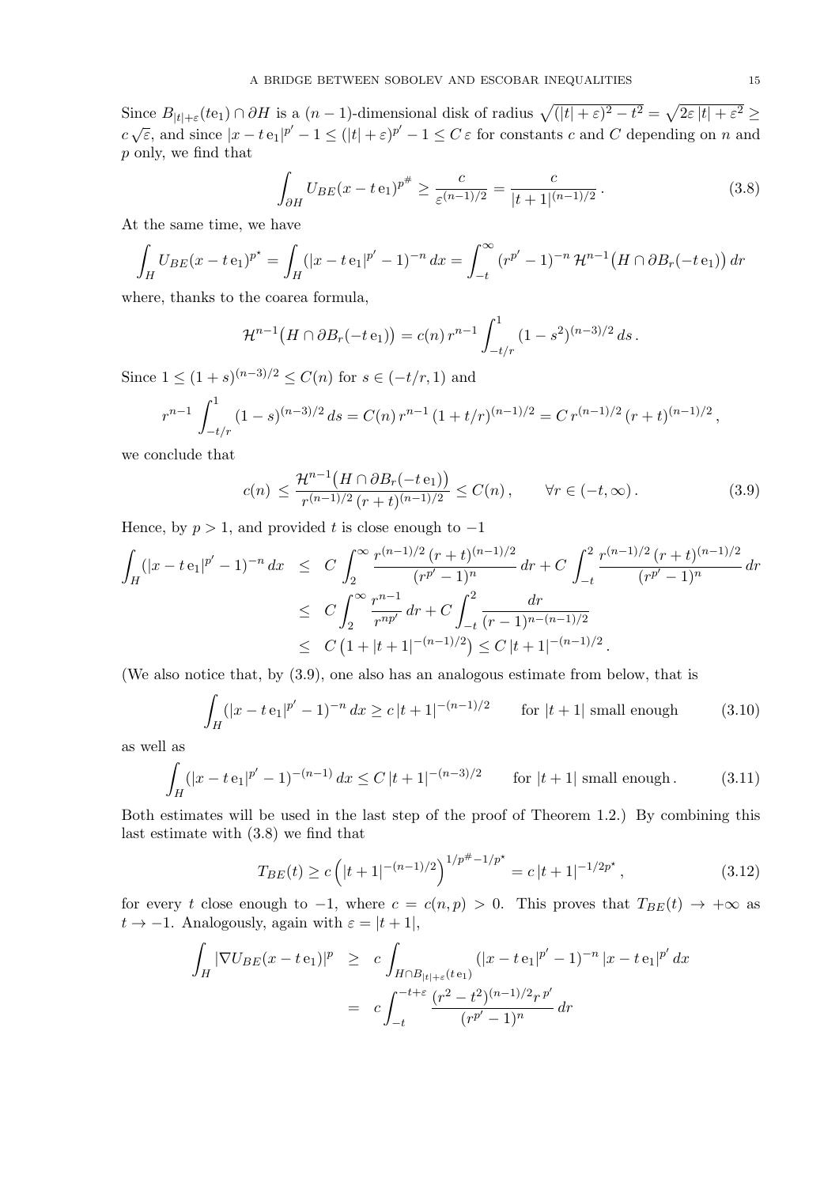Since $B_{|t|+\varepsilon}(te_1) \cap \partial H$ is a $(n-1)$-dimensional disk of radius $\sqrt{(|t|+\varepsilon)^2 - t^2} = \sqrt{2\varepsilon\,|t| + \varepsilon^2} \geq c\,\sqrt{\varepsilon}$, and since $|x - t\,e_1|^{p'} - 1 \leq (|t|+\varepsilon)^{p'} - 1 \leq C\,\varepsilon$ for constants $c$ and $C$ depending on $n$ and $p$ only, we find that

$$\int_{\partial H} U_{BE}(x - t\,e_1)^{p^\#} \geq \frac{c}{\varepsilon^{(n-1)/2}} = \frac{c}{|t+1|^{(n-1)/2}}\,. \tag{3.8}$$

At the same time, we have

$$\int_H U_{BE}(x - t\,e_1)^{p^\star} = \int_H (|x - t\,e_1|^{p'} - 1)^{-n}\,dx = \int_{-t}^{\infty} (r^{p'} - 1)^{-n}\,\mathcal{H}^{n-1}\big(H \cap \partial B_r(-t\,e_1)\big)\,dr$$

where, thanks to the coarea formula,

$$\mathcal{H}^{n-1}\big(H \cap \partial B_r(-t\,e_1)\big) = c(n)\,r^{n-1}\int_{-t/r}^{1}(1-s^2)^{(n-3)/2}\,ds\,.$$

Since $1 \leq (1+s)^{(n-3)/2} \leq C(n)$ for $s \in (-t/r, 1)$ and

$$r^{n-1}\int_{-t/r}^{1}(1-s)^{(n-3)/2}\,ds = C(n)\,r^{n-1}\,(1+t/r)^{(n-1)/2} = C\,r^{(n-1)/2}\,(r+t)^{(n-1)/2}\,,$$

we conclude that

$$c(n) \leq \frac{\mathcal{H}^{n-1}\big(H \cap \partial B_r(-t\,e_1)\big)}{r^{(n-1)/2}\,(r+t)^{(n-1)/2}} \leq C(n)\,, \qquad \forall r \in (-t, \infty)\,. \tag{3.9}$$

Hence, by $p > 1$, and provided $t$ is close enough to $-1$

$$\begin{aligned}
\int_H (|x - t\,e_1|^{p'} - 1)^{-n}\,dx &\leq C\int_2^\infty \frac{r^{(n-1)/2}\,(r+t)^{(n-1)/2}}{(r^{p'}-1)^n}\,dr + C\int_{-t}^{2}\frac{r^{(n-1)/2}\,(r+t)^{(n-1)/2}}{(r^{p'}-1)^n}\,dr \\
&\leq C\int_2^\infty \frac{r^{n-1}}{r^{np'}}\,dr + C\int_{-t}^{2}\frac{dr}{(r-1)^{n-(n-1)/2}} \\
&\leq C\big(1 + |t+1|^{-(n-1)/2}\big) \leq C\,|t+1|^{-(n-1)/2}\,.
\end{aligned}$$

(We also notice that, by (3.9), one also has an analogous estimate from below, that is

$$\int_H (|x - t\,e_1|^{p'} - 1)^{-n}\,dx \geq c\,|t+1|^{-(n-1)/2} \qquad \text{for } |t+1| \text{ small enough} \tag{3.10}$$

as well as

$$\int_H (|x - t\,e_1|^{p'} - 1)^{-(n-1)}\,dx \leq C\,|t+1|^{-(n-3)/2} \qquad \text{for } |t+1| \text{ small enough}\,. \tag{3.11}$$

Both estimates will be used in the last step of the proof of Theorem 1.2.) By combining this last estimate with (3.8) we find that

$$T_{BE}(t) \geq c\left(|t+1|^{-(n-1)/2}\right)^{1/p^\# - 1/p^\star} = c\,|t+1|^{-1/2p^\star}\,, \tag{3.12}$$

for every $t$ close enough to $-1$, where $c = c(n,p) > 0$. This proves that $T_{BE}(t) \to +\infty$ as $t \to -1$. Analogously, again with $\varepsilon = |t+1|$,

$$\begin{aligned}
\int_H |\nabla U_{BE}(x - t\,e_1)|^p &\geq c\int_{H \cap B_{|t|+\varepsilon}(t\,e_1)} (|x - t\,e_1|^{p'} - 1)^{-n}\,|x - t\,e_1|^{p'}\,dx \\
&= c\int_{-t}^{-t+\varepsilon}\frac{(r^2 - t^2)^{(n-1)/2}\,r^{\,p'}}{(r^{p'}-1)^n}\,dr
\end{aligned}$$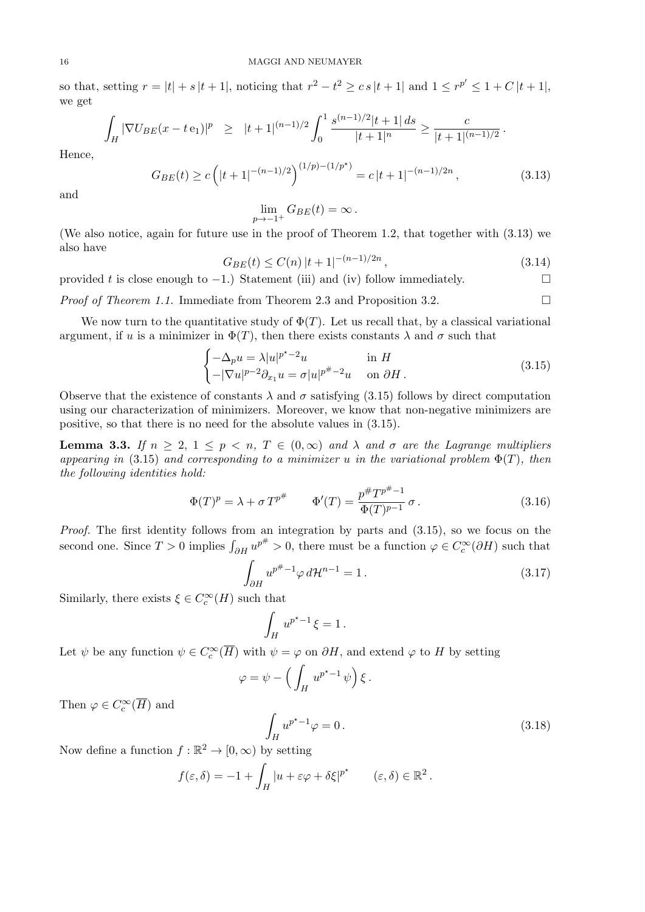so that, setting $r = |t| + s\,|t+1|$, noticing that $r^2 - t^2 \geq c\,s\,|t+1|$ and $1 \leq r^{p'} \leq 1 + C\,|t+1|$, we get

$$\int_H |\nabla U_{BE}(x - t\,\mathrm{e}_1)|^p \quad \geq \quad |t+1|^{(n-1)/2} \int_0^1 \frac{s^{(n-1)/2}|t+1|\,ds}{|t+1|^n} \geq \frac{c}{|t+1|^{(n-1)/2}}\,.$$

Hence,

$$G_{BE}(t) \geq c\left(|t+1|^{-(n-1)/2}\right)^{(1/p)-(1/p^\star)} = c\,|t+1|^{-(n-1)/2n}\,, \tag{3.13}$$

and

$$\lim_{p \to -1^+} G_{BE}(t) = \infty\,.$$

(We also notice, again for future use in the proof of Theorem 1.2, that together with (3.13) we also have

$$G_{BE}(t) \leq C(n)\,|t+1|^{-(n-1)/2n}\,, \tag{3.14}$$

provided $t$ is close enough to $-1$.) Statement (iii) and (iv) follow immediately. $\square$

*Proof of Theorem 1.1.* Immediate from Theorem 2.3 and Proposition 3.2. $\square$

We now turn to the quantitative study of $\Phi(T)$. Let us recall that, by a classical variational argument, if $u$ is a minimizer in $\Phi(T)$, then there exists constants $\lambda$ and $\sigma$ such that

$$\begin{cases} -\Delta_p u = \lambda |u|^{p^\star - 2} u & \text{in } H \\ -|\nabla u|^{p-2}\partial_{x_1} u = \sigma |u|^{p^\# - 2} u & \text{on } \partial H\,. \end{cases} \tag{3.15}$$

Observe that the existence of constants $\lambda$ and $\sigma$ satisfying (3.15) follows by direct computation using our characterization of minimizers. Moreover, we know that non-negative minimizers are positive, so that there is no need for the absolute values in (3.15).

**Lemma 3.3.** *If $n \geq 2$, $1 \leq p < n$, $T \in (0, \infty)$ and $\lambda$ and $\sigma$ are the Lagrange multipliers appearing in* (3.15) *and corresponding to a minimizer $u$ in the variational problem $\Phi(T)$, then the following identities hold:*

$$\Phi(T)^p = \lambda + \sigma\,T^{p^\#} \qquad \Phi'(T) = \frac{p^\# T^{p^\# - 1}}{\Phi(T)^{p-1}}\,\sigma\,. \tag{3.16}$$

*Proof.* The first identity follows from an integration by parts and (3.15), so we focus on the second one. Since $T > 0$ implies $\int_{\partial H} u^{p^\#} > 0$, there must be a function $\varphi \in C_c^\infty(\partial H)$ such that

$$\int_{\partial H} u^{p^\# - 1} \varphi \, d\mathcal{H}^{n-1} = 1\,. \tag{3.17}$$

Similarly, there exists $\xi \in C_c^\infty(H)$ such that

$$\int_H u^{p^\star - 1}\,\xi = 1\,.$$

Let $\psi$ be any function $\psi \in C_c^\infty(\overline{H})$ with $\psi = \varphi$ on $\partial H$, and extend $\varphi$ to $H$ by setting

$$\varphi = \psi - \Big(\int_H u^{p^\star - 1}\,\psi\Big)\,\xi\,.$$

Then $\varphi \in C_c^\infty(\overline{H})$ and

$$\int_H u^{p^\star - 1} \varphi = 0\,. \tag{3.18}$$

Now define a function $f : \mathbb{R}^2 \to [0, \infty)$ by setting

$$f(\varepsilon, \delta) = -1 + \int_H |u + \varepsilon\varphi + \delta\xi|^{p^\star} \qquad (\varepsilon, \delta) \in \mathbb{R}^2\,.$$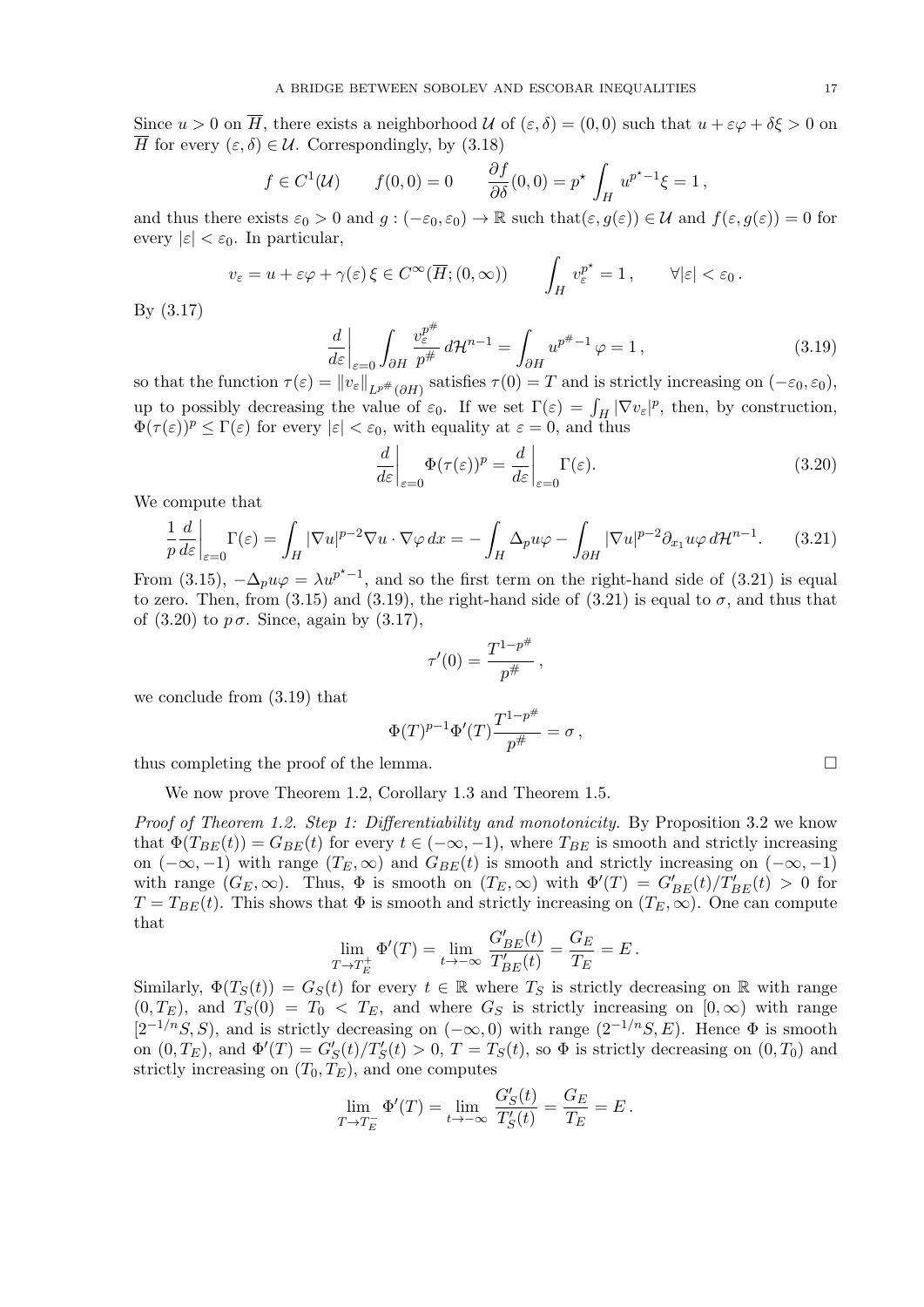Since $u>0$ on $\overline{H}$, there exists a neighborhood $\mathcal{U}$ of $(\varepsilon,\delta)=(0,0)$ such that $u+\varepsilon\varphi+\delta\xi>0$ on $\overline{H}$ for every $(\varepsilon,\delta)\in\mathcal{U}$. Correspondingly, by (3.18)

$$
f\in C^1(\mathcal{U})\qquad f(0,0)=0\qquad \frac{\partial f}{\partial\delta}(0,0)=p^\star\int_H u^{p^\star-1}\xi=1\,,
$$

and thus there exists $\varepsilon_0>0$ and $g:(-\varepsilon_0,\varepsilon_0)\to\mathbb{R}$ such that$(\varepsilon,g(\varepsilon))\in\mathcal{U}$ and $f(\varepsilon,g(\varepsilon))=0$ for every $|\varepsilon|<\varepsilon_0$. In particular,

$$
v_\varepsilon=u+\varepsilon\varphi+\gamma(\varepsilon)\,\xi\in C^\infty(\overline{H};(0,\infty))\qquad \int_H v_\varepsilon^{p^\star}=1\,,\qquad \forall|\varepsilon|<\varepsilon_0\,.
$$

By (3.17)

$$
\frac{d}{d\varepsilon}\bigg|_{\varepsilon=0}\int_{\partial H}\frac{v_\varepsilon^{p^\#}}{p^\#}\,d\mathcal{H}^{n-1}=\int_{\partial H}u^{p^\#-1}\,\varphi=1\,, \tag{3.19}
$$

so that the function $\tau(\varepsilon)=\|v_\varepsilon\|_{L^{p^\#}(\partial H)}$ satisfies $\tau(0)=T$ and is strictly increasing on $(-\varepsilon_0,\varepsilon_0)$, up to possibly decreasing the value of $\varepsilon_0$. If we set $\Gamma(\varepsilon)=\int_H|\nabla v_\varepsilon|^p$, then, by construction, $\Phi(\tau(\varepsilon))^p\le\Gamma(\varepsilon)$ for every $|\varepsilon|<\varepsilon_0$, with equality at $\varepsilon=0$, and thus

$$
\frac{d}{d\varepsilon}\bigg|_{\varepsilon=0}\Phi(\tau(\varepsilon))^p=\frac{d}{d\varepsilon}\bigg|_{\varepsilon=0}\Gamma(\varepsilon). \tag{3.20}
$$

We compute that

$$
\frac{1}{p}\frac{d}{d\varepsilon}\bigg|_{\varepsilon=0}\Gamma(\varepsilon)=\int_H|\nabla u|^{p-2}\nabla u\cdot\nabla\varphi\,dx=-\int_H\Delta_p u\varphi-\int_{\partial H}|\nabla u|^{p-2}\partial_{x_1}u\varphi\,d\mathcal{H}^{n-1}. \tag{3.21}
$$

From (3.15), $-\Delta_p u\varphi=\lambda u^{p^\star-1}$, and so the first term on the right-hand side of (3.21) is equal to zero. Then, from (3.15) and (3.19), the right-hand side of (3.21) is equal to $\sigma$, and thus that of (3.20) to $p\,\sigma$. Since, again by (3.17),

$$
\tau'(0)=\frac{T^{1-p^\#}}{p^\#}\,,
$$

we conclude from (3.19) that

$$
\Phi(T)^{p-1}\Phi'(T)\frac{T^{1-p^\#}}{p^\#}=\sigma\,,
$$

thus completing the proof of the lemma. $\square$

We now prove Theorem 1.2, Corollary 1.3 and Theorem 1.5.

*Proof of Theorem 1.2. Step 1: Differentiability and monotonicity.* By Proposition 3.2 we know that $\Phi(T_{BE}(t))=G_{BE}(t)$ for every $t\in(-\infty,-1)$, where $T_{BE}$ is smooth and strictly increasing on $(-\infty,-1)$ with range $(T_E,\infty)$ and $G_{BE}(t)$ is smooth and strictly increasing on $(-\infty,-1)$ with range $(G_E,\infty)$. Thus, $\Phi$ is smooth on $(T_E,\infty)$ with $\Phi'(T)=G_{BE}'(t)/T_{BE}'(t)>0$ for $T=T_{BE}(t)$. This shows that $\Phi$ is smooth and strictly increasing on $(T_E,\infty)$. One can compute that

$$
\lim_{T\to T_E^+}\Phi'(T)=\lim_{t\to-\infty}\frac{G_{BE}'(t)}{T_{BE}'(t)}=\frac{G_E}{T_E}=E\,.
$$

Similarly, $\Phi(T_S(t))=G_S(t)$ for every $t\in\mathbb{R}$ where $T_S$ is strictly decreasing on $\mathbb{R}$ with range $(0,T_E)$, and $T_S(0)=T_0<T_E$, and where $G_S$ is strictly increasing on $[0,\infty)$ with range $[2^{-1/n}S,S)$, and is strictly decreasing on $(-\infty,0)$ with range $(2^{-1/n}S,E)$. Hence $\Phi$ is smooth on $(0,T_E)$, and $\Phi'(T)=G_S'(t)/T_S'(t)>0$, $T=T_S(t)$, so $\Phi$ is strictly decreasing on $(0,T_0)$ and strictly increasing on $(T_0,T_E)$, and one computes

$$
\lim_{T\to T_E^-}\Phi'(T)=\lim_{t\to-\infty}\frac{G_S'(t)}{T_S'(t)}=\frac{G_E}{T_E}=E\,.
$$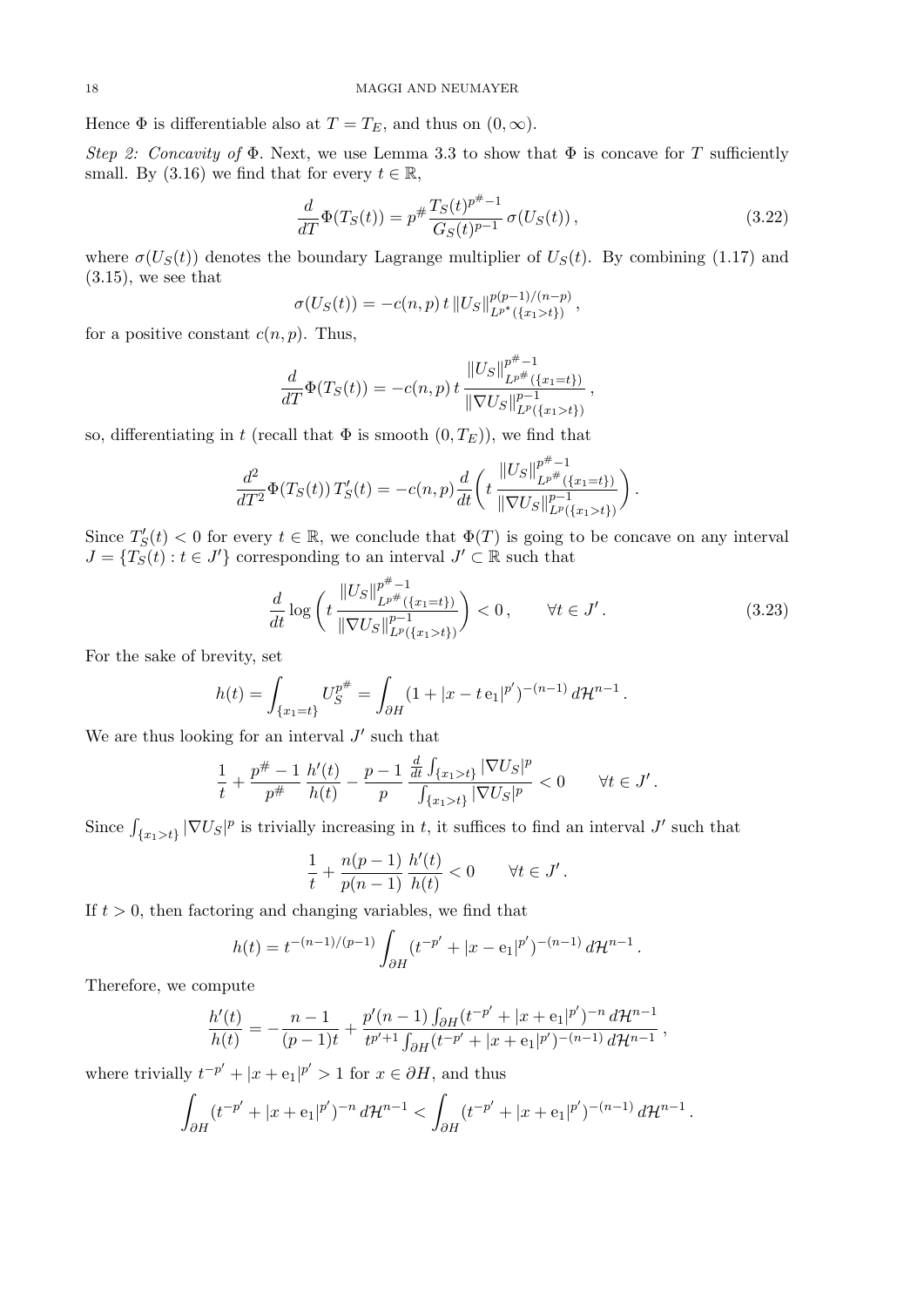Hence $\Phi$ is differentiable also at $T = T_E$, and thus on $(0, \infty)$.

*Step 2: Concavity of* $\Phi$. Next, we use Lemma 3.3 to show that $\Phi$ is concave for $T$ sufficiently small. By (3.16) we find that for every $t \in \mathbb{R}$,

$$\frac{d}{dT}\Phi(T_S(t)) = p^{\#}\frac{T_S(t)^{p^{\#}-1}}{G_S(t)^{p-1}}\,\sigma(U_S(t))\,, \tag{3.22}$$

where $\sigma(U_S(t))$ denotes the boundary Lagrange multiplier of $U_S(t)$. By combining (1.17) and (3.15), we see that

$$\sigma(U_S(t)) = -c(n,p)\,t\,\|U_S\|^{p(p-1)/(n-p)}_{L^{p^\star}(\{x_1>t\})}\,,$$

for a positive constant $c(n,p)$. Thus,

$$\frac{d}{dT}\Phi(T_S(t)) = -c(n,p)\,t\,\frac{\|U_S\|^{p^{\#}-1}_{L^{p^{\#}}(\{x_1=t\})}}{\|\nabla U_S\|^{p-1}_{L^{p}(\{x_1>t\})}}\,,$$

so, differentiating in $t$ (recall that $\Phi$ is smooth $(0,T_E)$), we find that

$$\frac{d^2}{dT^2}\Phi(T_S(t))\,T_S'(t) = -c(n,p)\frac{d}{dt}\bigg(t\,\frac{\|U_S\|^{p^{\#}-1}_{L^{p^{\#}}(\{x_1=t\})}}{\|\nabla U_S\|^{p-1}_{L^{p}(\{x_1>t\})}}\bigg)\,.$$

Since $T_S'(t) < 0$ for every $t \in \mathbb{R}$, we conclude that $\Phi(T)$ is going to be concave on any interval $J = \{T_S(t) : t \in J'\}$ corresponding to an interval $J' \subset \mathbb{R}$ such that

$$\frac{d}{dt}\log\bigg(t\,\frac{\|U_S\|^{p^{\#}-1}_{L^{p^{\#}}(\{x_1=t\})}}{\|\nabla U_S\|^{p-1}_{L^{p}(\{x_1>t\})}}\bigg) < 0\,, \qquad \forall t \in J'\,. \tag{3.23}$$

For the sake of brevity, set

$$h(t) = \int_{\{x_1=t\}} U_S^{p^{\#}} = \int_{\partial H}(1+|x-t\,\mathrm{e}_1|^{p'})^{-(n-1)}\,d\mathcal{H}^{n-1}\,.$$

We are thus looking for an interval $J'$ such that

$$\frac{1}{t} + \frac{p^{\#}-1}{p^{\#}}\,\frac{h'(t)}{h(t)} - \frac{p-1}{p}\,\frac{\frac{d}{dt}\int_{\{x_1>t\}}|\nabla U_S|^p}{\int_{\{x_1>t\}}|\nabla U_S|^p} < 0 \qquad \forall t \in J'\,.$$

Since $\int_{\{x_1>t\}}|\nabla U_S|^p$ is trivially increasing in $t$, it suffices to find an interval $J'$ such that

$$\frac{1}{t} + \frac{n(p-1)}{p(n-1)}\,\frac{h'(t)}{h(t)} < 0 \qquad \forall t \in J'\,.$$

If $t > 0$, then factoring and changing variables, we find that

$$h(t) = t^{-(n-1)/(p-1)}\int_{\partial H}(t^{-p'} + |x-\mathrm{e}_1|^{p'})^{-(n-1)}\,d\mathcal{H}^{n-1}\,.$$

Therefore, we compute

$$\frac{h'(t)}{h(t)} = -\frac{n-1}{(p-1)t} + \frac{p'(n-1)\int_{\partial H}(t^{-p'}+|x+\mathrm{e}_1|^{p'})^{-n}\,d\mathcal{H}^{n-1}}{t^{p'+1}\int_{\partial H}(t^{-p'}+|x+\mathrm{e}_1|^{p'})^{-(n-1)}\,d\mathcal{H}^{n-1}}\,,$$

where trivially $t^{-p'} + |x+\mathrm{e}_1|^{p'} > 1$ for $x \in \partial H$, and thus

$$\int_{\partial H}(t^{-p'}+|x+\mathrm{e}_1|^{p'})^{-n}\,d\mathcal{H}^{n-1} < \int_{\partial H}(t^{-p'}+|x+\mathrm{e}_1|^{p'})^{-(n-1)}\,d\mathcal{H}^{n-1}\,.$$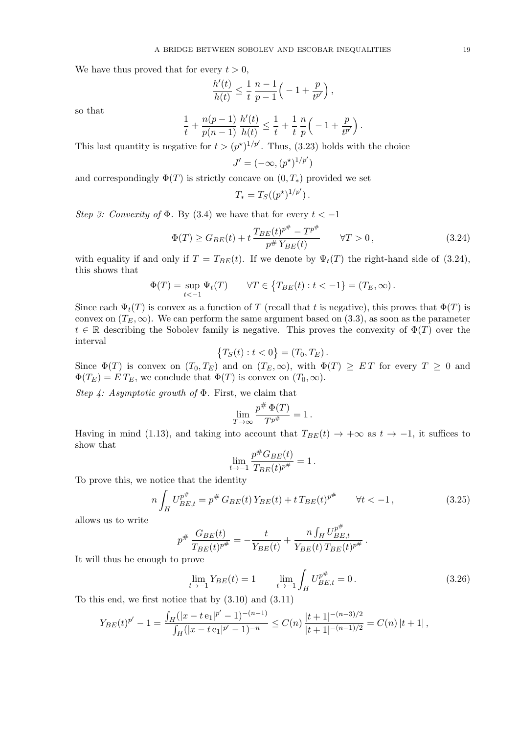We have thus proved that for every $t > 0$,

$$\frac{h'(t)}{h(t)} \le \frac{1}{t}\,\frac{n-1}{p-1}\Big( -1 + \frac{p}{t^{p'}}\Big)\,,$$

so that

$$\frac{1}{t} + \frac{n(p-1)}{p(n-1)}\,\frac{h'(t)}{h(t)} \le \frac{1}{t} + \frac{1}{t}\,\frac{n}{p}\Big( -1 + \frac{p}{t^{p'}}\Big)\,.$$

This last quantity is negative for $t > (p^\star)^{1/p'}$. Thus, (3.23) holds with the choice

$$J' = (-\infty, (p^\star)^{1/p'})$$

and correspondingly $\Phi(T)$ is strictly concave on $(0, T_*)$ provided we set

$$T_* = T_S((p^\star)^{1/p'})\,.$$

*Step 3: Convexity of* $\Phi$. By (3.4) we have that for every $t < -1$

$$\Phi(T) \ge G_{BE}(t) + t\,\frac{T_{BE}(t)^{p^\#} - T^{p^\#}}{p^\#\,Y_{BE}(t)} \qquad \forall T > 0\,, \tag{3.24}$$

with equality if and only if $T = T_{BE}(t)$. If we denote by $\Psi_t(T)$ the right-hand side of (3.24), this shows that

$$\Phi(T) = \sup_{t<-1} \Psi_t(T) \qquad \forall T \in \big\{ T_{BE}(t) : t < -1 \big\} = (T_E, \infty)\,.$$

Since each $\Psi_t(T)$ is convex as a function of $T$ (recall that $t$ is negative), this proves that $\Phi(T)$ is convex on $(T_E, \infty)$. We can perform the same argument based on (3.3), as soon as the parameter $t \in \mathbb{R}$ describing the Sobolev family is negative. This proves the convexity of $\Phi(T)$ over the interval

$$\big\{ T_S(t) : t < 0 \big\} = (T_0, T_E)\,.$$

Since $\Phi(T)$ is convex on $(T_0, T_E)$ and on $(T_E, \infty)$, with $\Phi(T) \ge E\,T$ for every $T \ge 0$ and $\Phi(T_E) = E\,T_E$, we conclude that $\Phi(T)$ is convex on $(T_0, \infty)$.

*Step 4: Asymptotic growth of* $\Phi$. First, we claim that

$$\lim_{T\to\infty} \frac{p^\#\,\Phi(T)}{T^{p^\#}} = 1\,.$$

Having in mind (1.13), and taking into account that $T_{BE}(t) \to +\infty$ as $t \to -1$, it suffices to show that

$$\lim_{t\to -1} \frac{p^\# G_{BE}(t)}{T_{BE}(t)^{p^\#}} = 1\,.$$

To prove this, we notice that the identity

$$n \int_H U_{BE,t}^{p^\#} = p^\#\,G_{BE}(t)\,Y_{BE}(t) + t\,T_{BE}(t)^{p^\#} \qquad \forall t < -1\,, \tag{3.25}$$

allows us to write

$$p^\#\,\frac{G_{BE}(t)}{T_{BE}(t)^{p^\#}} = -\frac{t}{Y_{BE}(t)} + \frac{n\int_H U_{BE,t}^{p^\#}}{Y_{BE}(t)\,T_{BE}(t)^{p^\#}}\,.$$

It will thus be enough to prove

$$\lim_{t\to-1} Y_{BE}(t) = 1 \qquad \lim_{t\to -1} \int_H U_{BE,t}^{p^\#} = 0\,. \tag{3.26}$$

To this end, we first notice that by (3.10) and (3.11)

$$Y_{BE}(t)^{p'} - 1 = \frac{\int_H (|x - t\,\mathrm{e}_1|^{p'} - 1)^{-(n-1)}}{\int_H (|x - t\,\mathrm{e}_1|^{p'} - 1)^{-n}} \le C(n)\,\frac{|t+1|^{-(n-3)/2}}{|t+1|^{-(n-1)/2}} = C(n)\,|t+1|\,,$$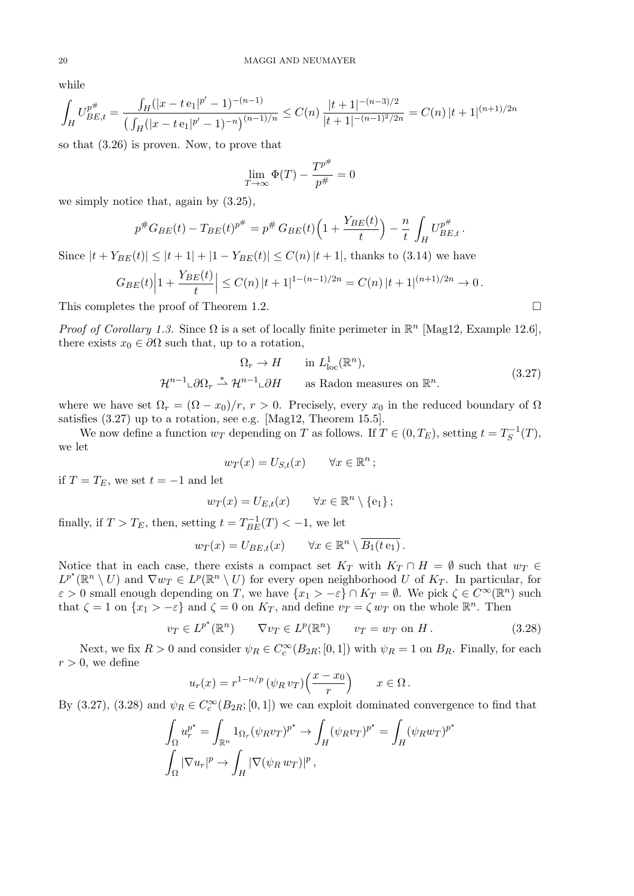while

$$
\int_H U_{BE,t}^{p^\#} = \frac{\int_H (|x-t\,\mathrm{e}_1|^{p'}-1)^{-(n-1)}}{\left(\int_H (|x-t\,\mathrm{e}_1|^{p'}-1)^{-n}\right)^{(n-1)/n}} \le C(n)\,\frac{|t+1|^{-(n-3)/2}}{|t+1|^{-(n-1)^2/2n}} = C(n)\,|t+1|^{(n+1)/2n}
$$

so that (3.26) is proven. Now, to prove that

$$
\lim_{T\to\infty} \Phi(T) - \frac{T^{p^\#}}{p^\#} = 0
$$

we simply notice that, again by (3.25),

$$
p^\# G_{BE}(t) - T_{BE}(t)^{p^\#} = p^\#\, G_{BE}(t)\Big(1+\frac{Y_{BE}(t)}{t}\Big) - \frac{n}{t}\int_H U_{BE,t}^{p^\#}\,.
$$

Since $|t+Y_{BE}(t)| \le |t+1| + |1-Y_{BE}(t)| \le C(n)\,|t+1|$, thanks to (3.14) we have

$$
G_{BE}(t)\Big|1+\frac{Y_{BE}(t)}{t}\Big| \le C(n)\,|t+1|^{1-(n-1)/2n} = C(n)\,|t+1|^{(n+1)/2n} \to 0\,.
$$

This completes the proof of Theorem 1.2. $\square$

*Proof of Corollary 1.3.* Since $\Omega$ is a set of locally finite perimeter in $\mathbb{R}^n$ [Mag12, Example 12.6], there exists $x_0 \in \partial\Omega$ such that, up to a rotation,

$$
\begin{aligned}
&\Omega_r \to H \qquad \text{in } L^1_{\mathrm{loc}}(\mathbb{R}^n),\\
&\mathcal{H}^{n-1}\llcorner\partial\Omega_r \overset{*}{\rightharpoonup} \mathcal{H}^{n-1}\llcorner\partial H \qquad \text{as Radon measures on } \mathbb{R}^n.
\end{aligned} \tag{3.27}
$$

where we have set $\Omega_r = (\Omega - x_0)/r$, $r>0$. Precisely, every $x_0$ in the reduced boundary of $\Omega$ satisfies (3.27) up to a rotation, see e.g. [Mag12, Theorem 15.5].

We now define a function $w_T$ depending on $T$ as follows. If $T\in(0,T_E)$, setting $t = T_S^{-1}(T)$, we let

$$
w_T(x) = U_{S,t}(x) \qquad \forall x\in\mathbb{R}^n\,;
$$

if $T = T_E$, we set $t=-1$ and let

$$
w_T(x) = U_{E,t}(x) \qquad \forall x\in\mathbb{R}^n\setminus\{\mathrm{e}_1\}\,;
$$

finally, if $T > T_E$, then, setting $t = T_{BE}^{-1}(T) < -1$, we let

$$
w_T(x) = U_{BE,t}(x) \qquad \forall x\in\mathbb{R}^n\setminus\overline{B_1(t\,\mathrm{e}_1)}\,.
$$

Notice that in each case, there exists a compact set $K_T$ with $K_T\cap H = \emptyset$ such that $w_T\in L^{p^\star}(\mathbb{R}^n\setminus U)$ and $\nabla w_T\in L^p(\mathbb{R}^n\setminus U)$ for every open neighborhood $U$ of $K_T$. In particular, for $\varepsilon>0$ small enough depending on $T$, we have $\{x_1>-\varepsilon\}\cap K_T=\emptyset$. We pick $\zeta\in C^\infty(\mathbb{R}^n)$ such that $\zeta=1$ on $\{x_1>-\varepsilon\}$ and $\zeta=0$ on $K_T$, and define $v_T=\zeta\,w_T$ on the whole $\mathbb{R}^n$. Then

$$
v_T\in L^{p^\star}(\mathbb{R}^n) \qquad \nabla v_T\in L^p(\mathbb{R}^n) \qquad v_T = w_T \text{ on } H\,. \tag{3.28}
$$

Next, we fix $R>0$ and consider $\psi_R\in C^\infty_c(B_{2R};[0,1])$ with $\psi_R=1$ on $B_R$. Finally, for each $r>0$, we define

$$
u_r(x) = r^{1-n/p}\,(\psi_R\,v_T)\Big(\frac{x-x_0}{r}\Big) \qquad x\in\Omega\,.
$$

By (3.27), (3.28) and $\psi_R\in C^\infty_c(B_{2R};[0,1])$ we can exploit dominated convergence to find that

$$
\begin{aligned}
&\int_\Omega u_r^{p^\star} = \int_{\mathbb{R}^n} 1_{\Omega_r}(\psi_R v_T)^{p^\star} \to \int_H (\psi_R v_T)^{p^\star} = \int_H (\psi_R w_T)^{p^\star}\\
&\int_\Omega |\nabla u_r|^p \to \int_H |\nabla(\psi_R\, w_T)|^p\,,
\end{aligned}
$$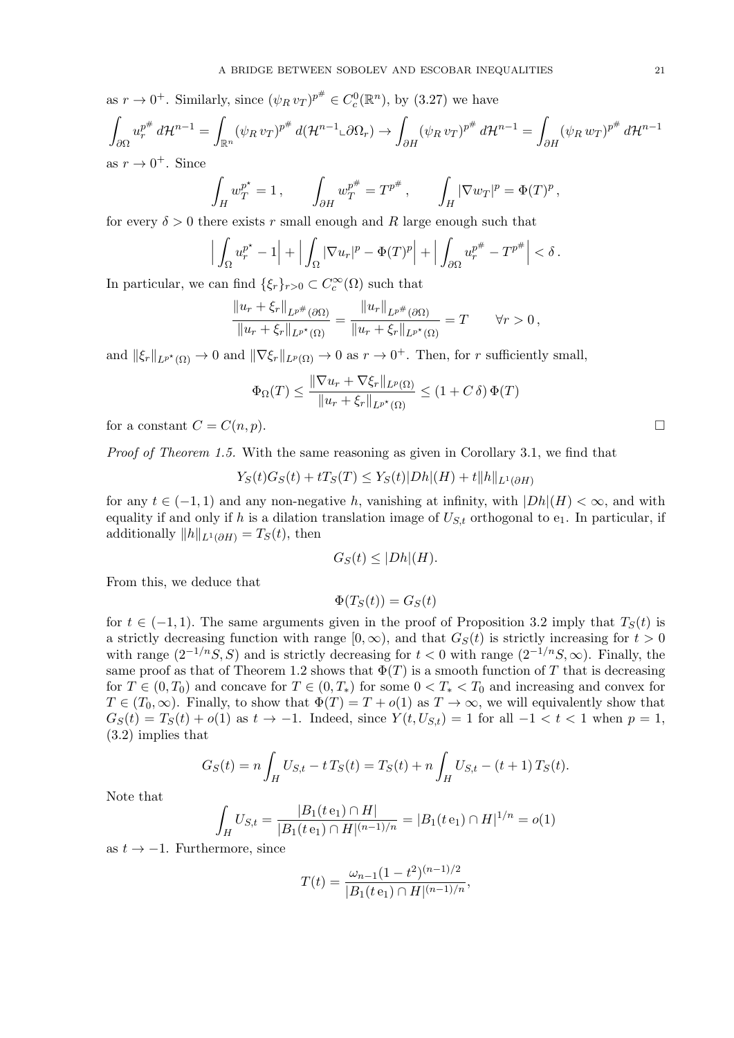as $r \to 0^+$. Similarly, since $(\psi_R\, v_T)^{p^\#} \in C^0_c(\mathbb{R}^n)$, by (3.27) we have

$$\int_{\partial\Omega} u_r^{p^\#}\, d\mathcal{H}^{n-1} = \int_{\mathbb{R}^n} (\psi_R\, v_T)^{p^\#}\, d(\mathcal{H}^{n-1} \llcorner \partial\Omega_r) \to \int_{\partial H} (\psi_R\, v_T)^{p^\#}\, d\mathcal{H}^{n-1} = \int_{\partial H} (\psi_R\, w_T)^{p^\#}\, d\mathcal{H}^{n-1}$$

as $r \to 0^+$. Since

$$\int_H w_T^{p^\star} = 1\,, \qquad \int_{\partial H} w_T^{p^\#} = T^{p^\#}\,, \qquad \int_H |\nabla w_T|^p = \Phi(T)^p\,,$$

for every $\delta > 0$ there exists $r$ small enough and $R$ large enough such that

$$\Big| \int_\Omega u_r^{p^\star} - 1 \Big| + \Big| \int_\Omega |\nabla u_r|^p - \Phi(T)^p \Big| + \Big| \int_{\partial\Omega} u_r^{p^\#} - T^{p^\#} \Big| < \delta\,.$$

In particular, we can find $\{\xi_r\}_{r>0} \subset C^\infty_c(\Omega)$ such that

$$\frac{\|u_r + \xi_r\|_{L^{p^\#}(\partial\Omega)}}{\|u_r + \xi_r\|_{L^{p^\star}(\Omega)}} = \frac{\|u_r\|_{L^{p^\#}(\partial\Omega)}}{\|u_r + \xi_r\|_{L^{p^\star}(\Omega)}} = T \qquad \forall r > 0\,,$$

and $\|\xi_r\|_{L^{p^\star}(\Omega)} \to 0$ and $\|\nabla \xi_r\|_{L^p(\Omega)} \to 0$ as $r \to 0^+$. Then, for $r$ sufficiently small,

$$\Phi_\Omega(T) \le \frac{\|\nabla u_r + \nabla \xi_r\|_{L^p(\Omega)}}{\|u_r + \xi_r\|_{L^{p^\star}(\Omega)}} \le (1 + C\,\delta)\,\Phi(T)$$

for a constant $C = C(n,p)$. □

*Proof of Theorem 1.5.* With the same reasoning as given in Corollary 3.1, we find that

$$Y_S(t) G_S(t) + t T_S(T) \le Y_S(t) |Dh|(H) + t \|h\|_{L^1(\partial H)}$$

for any $t \in (-1, 1)$ and any non-negative $h$, vanishing at infinity, with $|Dh|(H) < \infty$, and with equality if and only if $h$ is a dilation translation image of $U_{S,t}$ orthogonal to $\mathrm{e}_1$. In particular, if additionally $\|h\|_{L^1(\partial H)} = T_S(t)$, then

$$G_S(t) \le |Dh|(H).$$

From this, we deduce that

$$\Phi(T_S(t)) = G_S(t)$$

for $t \in (-1, 1)$. The same arguments given in the proof of Proposition 3.2 imply that $T_S(t)$ is a strictly decreasing function with range $[0, \infty)$, and that $G_S(t)$ is strictly increasing for $t > 0$ with range $(2^{-1/n}S, S)$ and is strictly decreasing for $t < 0$ with range $(2^{-1/n}S, \infty)$. Finally, the same proof as that of Theorem 1.2 shows that $\Phi(T)$ is a smooth function of $T$ that is decreasing for $T \in (0, T_0)$ and concave for $T \in (0, T_*)$ for some $0 < T_* < T_0$ and increasing and convex for $T \in (T_0, \infty)$. Finally, to show that $\Phi(T) = T + o(1)$ as $T \to \infty$, we will equivalently show that $G_S(t) = T_S(t) + o(1)$ as $t \to -1$. Indeed, since $Y(t, U_{S,t}) = 1$ for all $-1 < t < 1$ when $p = 1$, (3.2) implies that

$$G_S(t) = n \int_H U_{S,t} - t\, T_S(t) = T_S(t) + n \int_H U_{S,t} - (t+1)\, T_S(t).$$

Note that

$$\int_H U_{S,t} = \frac{|B_1(t\,\mathrm{e}_1) \cap H|}{|B_1(t\,\mathrm{e}_1) \cap H|^{(n-1)/n}} = |B_1(t\,\mathrm{e}_1) \cap H|^{1/n} = o(1)$$

as $t \to -1$. Furthermore, since

$$T(t) = \frac{\omega_{n-1}(1 - t^2)^{(n-1)/2}}{|B_1(t\,\mathrm{e}_1) \cap H|^{(n-1)/n}},$$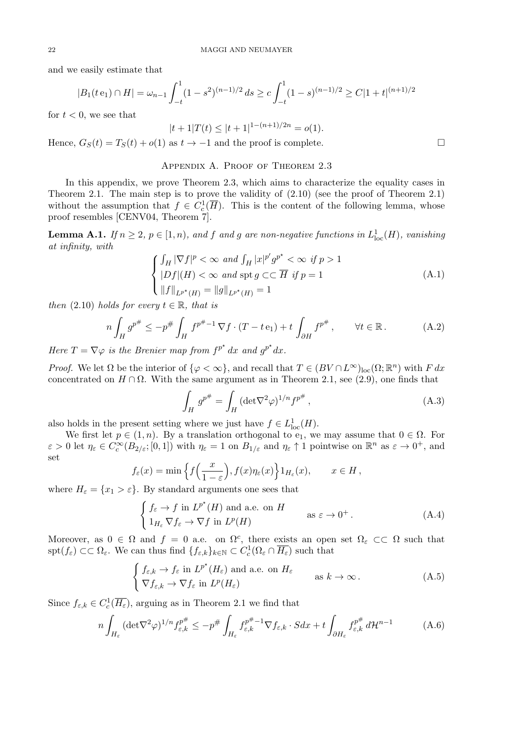and we easily estimate that

$$|B_1(t\,\mathrm{e}_1)\cap H| = \omega_{n-1}\int_{-t}^{1}(1-s^2)^{(n-1)/2}\,ds \geq c\int_{-t}^{1}(1-s)^{(n-1)/2} \geq C|1+t|^{(n+1)/2}$$

for $t<0$, we see that

$$|t+1|T(t) \leq |t+1|^{1-(n+1)/2n} = o(1).$$

Hence, $G_S(t) = T_S(t) + o(1)$ as $t \to -1$ and the proof is complete. □

## Appendix A. Proof of Theorem 2.3

In this appendix, we prove Theorem 2.3, which aims to characterize the equality cases in Theorem 2.1. The main step is to prove the validity of (2.10) (see the proof of Theorem 2.1) without the assumption that $f \in C^1_c(\overline{H})$. This is the content of the following lemma, whose proof resembles [CENV04, Theorem 7].

**Lemma A.1.** *If $n \geq 2$, $p \in [1,n)$, and $f$ and $g$ are non-negative functions in $L^1_{\rm loc}(H)$, vanishing at infinity, with*

$$\begin{cases} \int_H |\nabla f|^p < \infty \text{ and } \int_H |x|^{p'} g^{p^\star} < \infty \text{ if } p>1 \\ |Df|(H) < \infty \text{ and } \operatorname{spt} g \subset\subset \overline{H} \text{ if } p=1 \\ \|f\|_{L^{p^\star}(H)} = \|g\|_{L^{p^\star}(H)} = 1 \end{cases} \tag{A.1}$$

*then (2.10) holds for every $t \in \mathbb{R}$, that is*

$$n\int_H g^{p^\#} \leq -p^\# \int_H f^{p^\#-1}\,\nabla f \cdot (T - t\,\mathrm{e}_1) + t\int_{\partial H} f^{p^\#}, \qquad \forall t \in \mathbb{R}. \tag{A.2}$$

*Here $T = \nabla\varphi$ is the Brenier map from $f^{p^\star}\,dx$ and $g^{p^\star}\,dx$.*

*Proof.* We let $\Omega$ be the interior of $\{\varphi < \infty\}$, and recall that $T \in (BV \cap L^\infty)_{\rm loc}(\Omega;\mathbb{R}^n)$ with $F\,dx$ concentrated on $H \cap \Omega$. With the same argument as in Theorem 2.1, see (2.9), one finds that

$$\int_H g^{p^\#} = \int_H (\det\nabla^2\varphi)^{1/n} f^{p^\#}, \tag{A.3}$$

also holds in the present setting where we just have $f \in L^1_{\rm loc}(H)$.

We first let $p \in (1,n)$. By a translation orthogonal to $\mathrm{e}_1$, we may assume that $0 \in \Omega$. For $\varepsilon > 0$ let $\eta_\varepsilon \in C^\infty_c(B_{2/\varepsilon};[0,1])$ with $\eta_\varepsilon = 1$ on $B_{1/\varepsilon}$ and $\eta_\varepsilon \uparrow 1$ pointwise on $\mathbb{R}^n$ as $\varepsilon \to 0^+$, and set

$$f_\varepsilon(x) = \min\Big\{ f\Big(\frac{x}{1-\varepsilon}\Big), f(x)\eta_\varepsilon(x)\Big\} 1_{H_\varepsilon}(x), \qquad x \in H,$$

where $H_\varepsilon = \{x_1 > \varepsilon\}$. By standard arguments one sees that

$$\begin{cases} f_\varepsilon \to f \text{ in } L^{p^\star}(H) \text{ and a.e. on } H \\ 1_{H_\varepsilon}\nabla f_\varepsilon \to \nabla f \text{ in } L^p(H) \end{cases} \qquad \text{as } \varepsilon \to 0^+. \tag{A.4}$$

Moreover, as $0 \in \Omega$ and $f = 0$ a.e. on $\Omega^c$, there exists an open set $\Omega_\varepsilon \subset\subset \Omega$ such that $\operatorname{spt}(f_\varepsilon) \subset\subset \Omega_\varepsilon$. We can thus find $\{f_{\varepsilon,k}\}_{k\in\mathbb{N}} \subset C^1_c(\Omega_\varepsilon \cap \overline{H_\varepsilon})$ such that

$$\begin{cases} f_{\varepsilon,k} \to f_\varepsilon \text{ in } L^{p^\star}(H_\varepsilon) \text{ and a.e. on } H_\varepsilon \\ \nabla f_{\varepsilon,k} \to \nabla f_\varepsilon \text{ in } L^p(H_\varepsilon) \end{cases} \qquad \text{as } k \to \infty. \tag{A.5}$$

Since $f_{\varepsilon,k} \in C^1_c(\overline{H_\varepsilon})$, arguing as in Theorem 2.1 we find that

$$n\int_{H_\varepsilon} (\det\nabla^2\varphi)^{1/n} f_{\varepsilon,k}^{p^\#} \leq -p^\# \int_{H_\varepsilon} f_{\varepsilon,k}^{p^\#-1}\nabla f_{\varepsilon,k}\cdot S\,dx + t\int_{\partial H_\varepsilon} f_{\varepsilon,k}^{p^\#}\,d\mathcal{H}^{n-1} \tag{A.6}$$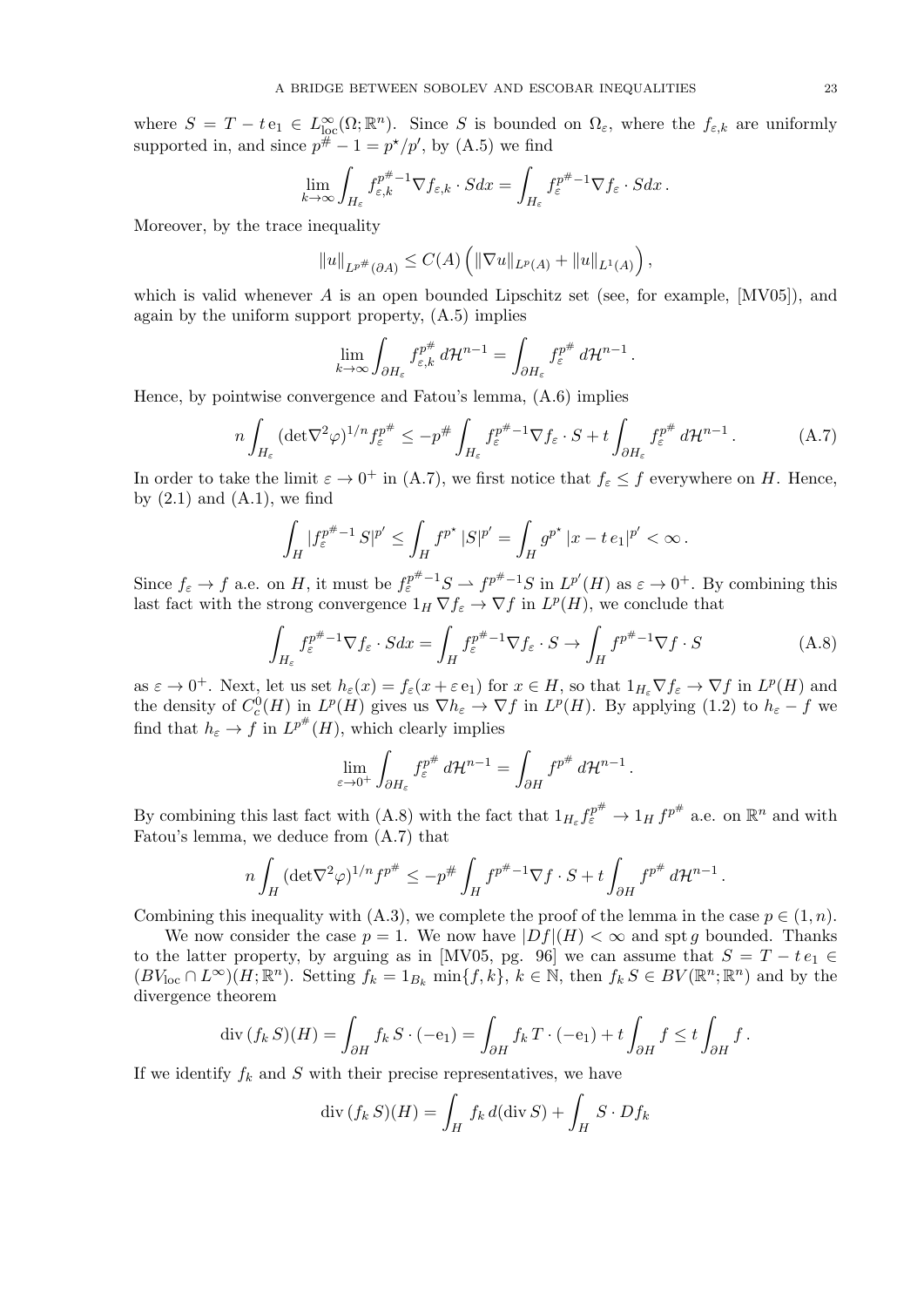where $S = T - t\,\mathrm{e}_1 \in L^\infty_{\rm loc}(\Omega;\mathbb{R}^n)$. Since $S$ is bounded on $\Omega_\varepsilon$, where the $f_{\varepsilon,k}$ are uniformly supported in, and since $p^\# - 1 = p^\star/p'$, by (A.5) we find

$$\lim_{k\to\infty}\int_{H_\varepsilon} f_{\varepsilon,k}^{p^\#-1}\nabla f_{\varepsilon,k}\cdot S dx = \int_{H_\varepsilon} f_\varepsilon^{p^\#-1}\nabla f_\varepsilon \cdot S dx\,.$$

Moreover, by the trace inequality

$$\|u\|_{L^{p^\#}(\partial A)} \le C(A)\left(\|\nabla u\|_{L^p(A)} + \|u\|_{L^1(A)}\right),$$

which is valid whenever $A$ is an open bounded Lipschitz set (see, for example, [MV05]), and again by the uniform support property, (A.5) implies

$$\lim_{k\to\infty}\int_{\partial H_\varepsilon} f_{\varepsilon,k}^{p^\#}\, d\mathcal{H}^{n-1} = \int_{\partial H_\varepsilon} f_\varepsilon^{p^\#}\, d\mathcal{H}^{n-1}\,.$$

Hence, by pointwise convergence and Fatou's lemma, (A.6) implies

$$n\int_{H_\varepsilon}(\det\nabla^2\varphi)^{1/n} f_\varepsilon^{p^\#} \le -p^\#\int_{H_\varepsilon} f_\varepsilon^{p^\#-1}\nabla f_\varepsilon\cdot S + t\int_{\partial H_\varepsilon} f_\varepsilon^{p^\#}\, d\mathcal{H}^{n-1}\,. \tag{A.7}$$

In order to take the limit $\varepsilon\to 0^+$ in (A.7), we first notice that $f_\varepsilon \le f$ everywhere on $H$. Hence, by (2.1) and (A.1), we find

$$\int_H |f_\varepsilon^{p^\#-1} S|^{p'} \le \int_H f^{p^\star}|S|^{p'} = \int_H g^{p^\star}|x - t\,\mathrm{e}_1|^{p'} < \infty\,.$$

Since $f_\varepsilon \to f$ a.e. on $H$, it must be $f_\varepsilon^{p^\#-1}S \rightharpoonup f^{p^\#-1}S$ in $L^{p'}(H)$ as $\varepsilon\to 0^+$. By combining this last fact with the strong convergence $1_H\nabla f_\varepsilon \to \nabla f$ in $L^p(H)$, we conclude that

$$\int_{H_\varepsilon} f_\varepsilon^{p^\#-1}\nabla f_\varepsilon\cdot S dx = \int_H f_\varepsilon^{p^\#-1}\nabla f_\varepsilon\cdot S \to \int_H f^{p^\#-1}\nabla f\cdot S \tag{A.8}$$

as $\varepsilon\to 0^+$. Next, let us set $h_\varepsilon(x) = f_\varepsilon(x+\varepsilon\,\mathrm{e}_1)$ for $x\in H$, so that $1_{H_\varepsilon}\nabla f_\varepsilon \to \nabla f$ in $L^p(H)$ and the density of $C^0_c(H)$ in $L^p(H)$ gives us $\nabla h_\varepsilon \to \nabla f$ in $L^p(H)$. By applying (1.2) to $h_\varepsilon - f$ we find that $h_\varepsilon \to f$ in $L^{p^\#}(H)$, which clearly implies

$$\lim_{\varepsilon\to 0^+}\int_{\partial H_\varepsilon} f_\varepsilon^{p^\#}\, d\mathcal{H}^{n-1} = \int_{\partial H} f^{p^\#}\, d\mathcal{H}^{n-1}\,.$$

By combining this last fact with (A.8) with the fact that $1_{H_\varepsilon} f_\varepsilon^{p^\#} \to 1_H f^{p^\#}$ a.e. on $\mathbb{R}^n$ and with Fatou's lemma, we deduce from (A.7) that

$$n\int_H(\det\nabla^2\varphi)^{1/n} f^{p^\#} \le -p^\#\int_H f^{p^\#-1}\nabla f\cdot S + t\int_{\partial H} f^{p^\#}\, d\mathcal{H}^{n-1}\,.$$

Combining this inequality with (A.3), we complete the proof of the lemma in the case $p\in(1,n)$.

We now consider the case $p=1$. We now have $|Df|(H)<\infty$ and $\operatorname{spt} g$ bounded. Thanks to the latter property, by arguing as in [MV05, pg. 96] we can assume that $S = T - t\,\mathrm{e}_1 \in (BV_{\rm loc}\cap L^\infty)(H;\mathbb{R}^n)$. Setting $f_k = 1_{B_k}\min\{f,k\}$, $k\in\mathbb{N}$, then $f_k S \in BV(\mathbb{R}^n;\mathbb{R}^n)$ and by the divergence theorem

$$\operatorname{div}(f_k\, S)(H) = \int_{\partial H} f_k\, S\cdot(-\mathrm{e}_1) = \int_{\partial H} f_k\, T\cdot(-\mathrm{e}_1) + t\int_{\partial H} f \le t\int_{\partial H} f\,.$$

If we identify $f_k$ and $S$ with their precise representatives, we have

$$\operatorname{div}(f_k\, S)(H) = \int_H f_k\, d(\operatorname{div} S) + \int_H S\cdot Df_k$$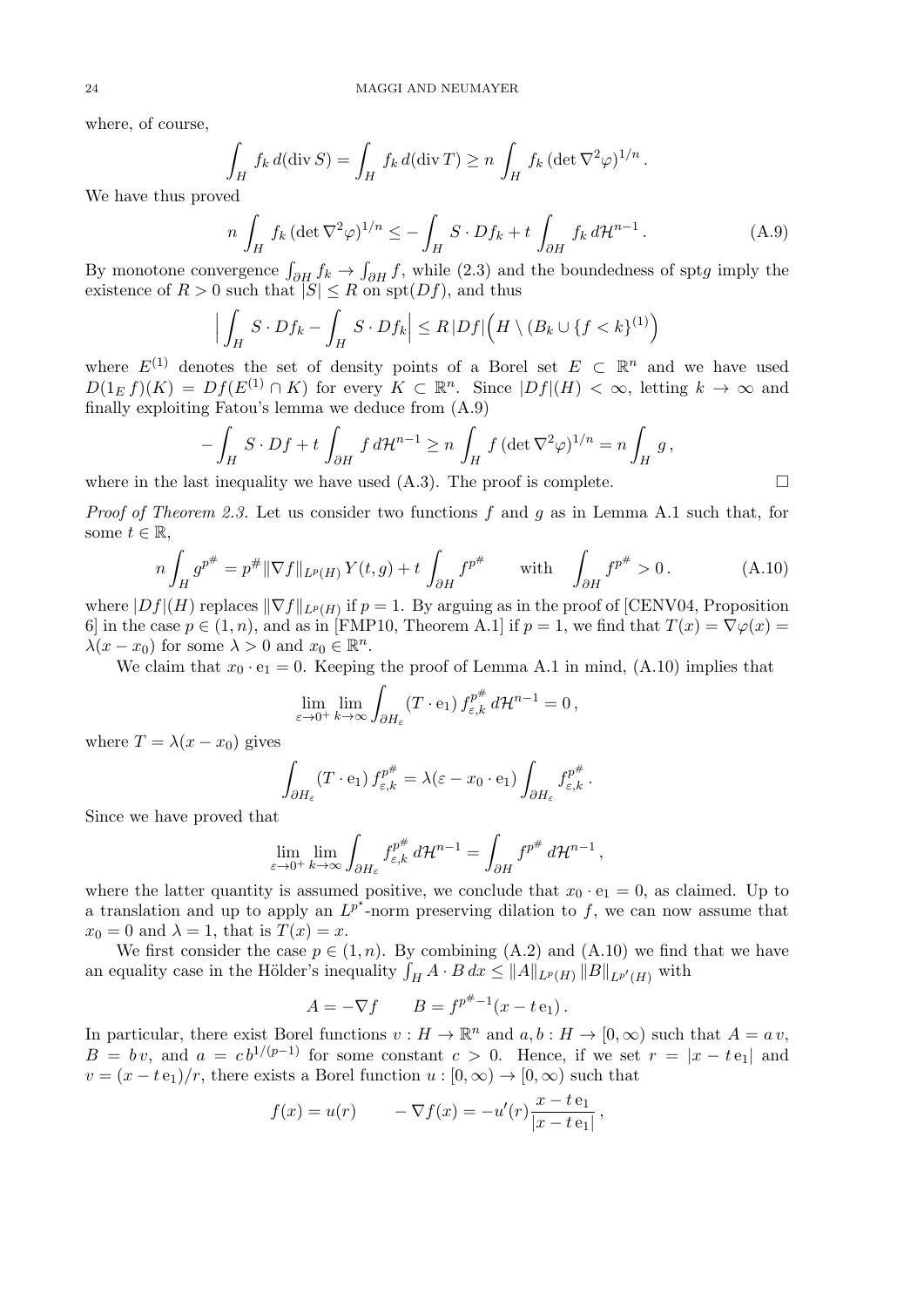where, of course,

$$\int_H f_k \, d(\operatorname{div} S) = \int_H f_k \, d(\operatorname{div} T) \geq n \int_H f_k \, (\det \nabla^2 \varphi)^{1/n} \, .$$

We have thus proved

$$n \int_H f_k \, (\det \nabla^2 \varphi)^{1/n} \leq -\int_H S \cdot Df_k + t \int_{\partial H} f_k \, d\mathcal{H}^{n-1} \, . \tag{A.9}$$

By monotone convergence $\int_{\partial H} f_k \to \int_{\partial H} f$, while (2.3) and the boundedness of spt$g$ imply the existence of $R > 0$ such that $|S| \leq R$ on $\operatorname{spt}(Df)$, and thus

$$\Big| \int_H S \cdot Df_k - \int_H S \cdot Df_k \Big| \leq R \, |Df| \Big( H \setminus (B_k \cup \{f < k\}^{(1)} \Big)$$

where $E^{(1)}$ denotes the set of density points of a Borel set $E \subset \mathbb{R}^n$ and we have used $D(1_E \, f)(K) = Df(E^{(1)} \cap K)$ for every $K \subset \mathbb{R}^n$. Since $|Df|(H) < \infty$, letting $k \to \infty$ and finally exploiting Fatou's lemma we deduce from (A.9)

$$-\int_H S \cdot Df + t \int_{\partial H} f \, d\mathcal{H}^{n-1} \geq n \int_H f \, (\det \nabla^2 \varphi)^{1/n} = n \int_H g \, ,$$

where in the last inequality we have used (A.3). The proof is complete. $\square$

*Proof of Theorem 2.3.* Let us consider two functions $f$ and $g$ as in Lemma A.1 such that, for some $t \in \mathbb{R}$,

$$n \int_H g^{p^\#} = p^\# \|\nabla f\|_{L^p(H)} \, Y(t, g) + t \int_{\partial H} f^{p^\#} \qquad \text{with} \qquad \int_{\partial H} f^{p^\#} > 0 \, . \tag{A.10}$$

where $|Df|(H)$ replaces $\|\nabla f\|_{L^p(H)}$ if $p = 1$. By arguing as in the proof of [CENV04, Proposition 6] in the case $p \in (1, n)$, and as in [FMP10, Theorem A.1] if $p = 1$, we find that $T(x) = \nabla \varphi(x) = \lambda(x - x_0)$ for some $\lambda > 0$ and $x_0 \in \mathbb{R}^n$.

We claim that $x_0 \cdot \mathrm{e}_1 = 0$. Keeping the proof of Lemma A.1 in mind, (A.10) implies that

$$\lim_{\varepsilon \to 0^+} \lim_{k \to \infty} \int_{\partial H_\varepsilon} (T \cdot \mathrm{e}_1) \, f_{\varepsilon,k}^{p^\#} \, d\mathcal{H}^{n-1} = 0 \, ,$$

where $T = \lambda(x - x_0)$ gives

$$\int_{\partial H_\varepsilon} (T \cdot \mathrm{e}_1) \, f_{\varepsilon,k}^{p^\#} = \lambda(\varepsilon - x_0 \cdot \mathrm{e}_1) \int_{\partial H_\varepsilon} f_{\varepsilon,k}^{p^\#} \, .$$

Since we have proved that

$$\lim_{\varepsilon \to 0^+} \lim_{k \to \infty} \int_{\partial H_\varepsilon} f_{\varepsilon,k}^{p^\#} \, d\mathcal{H}^{n-1} = \int_{\partial H} f^{p^\#} \, d\mathcal{H}^{n-1} \, ,$$

where the latter quantity is assumed positive, we conclude that $x_0 \cdot \mathrm{e}_1 = 0$, as claimed. Up to a translation and up to apply an $L^{p^\star}$-norm preserving dilation to $f$, we can now assume that $x_0 = 0$ and $\lambda = 1$, that is $T(x) = x$.

We first consider the case $p \in (1, n)$. By combining (A.2) and (A.10) we find that we have an equality case in the Hölder's inequality $\int_H A \cdot B \, dx \leq \|A\|_{L^p(H)} \, \|B\|_{L^{p'}(H)}$ with

$$A = -\nabla f \qquad B = f^{p^\# - 1}(x - t \, \mathrm{e}_1) \, .$$

In particular, there exist Borel functions $v : H \to \mathbb{R}^n$ and $a, b : H \to [0, \infty)$ such that $A = a \, v$, $B = b \, v$, and $a = c \, b^{1/(p-1)}$ for some constant $c > 0$. Hence, if we set $r = |x - t \, \mathrm{e}_1|$ and $v = (x - t \, \mathrm{e}_1)/r$, there exists a Borel function $u : [0, \infty) \to [0, \infty)$ such that

$$f(x) = u(r) \qquad -\nabla f(x) = -u'(r) \frac{x - t \, \mathrm{e}_1}{|x - t \, \mathrm{e}_1|} \, ,$$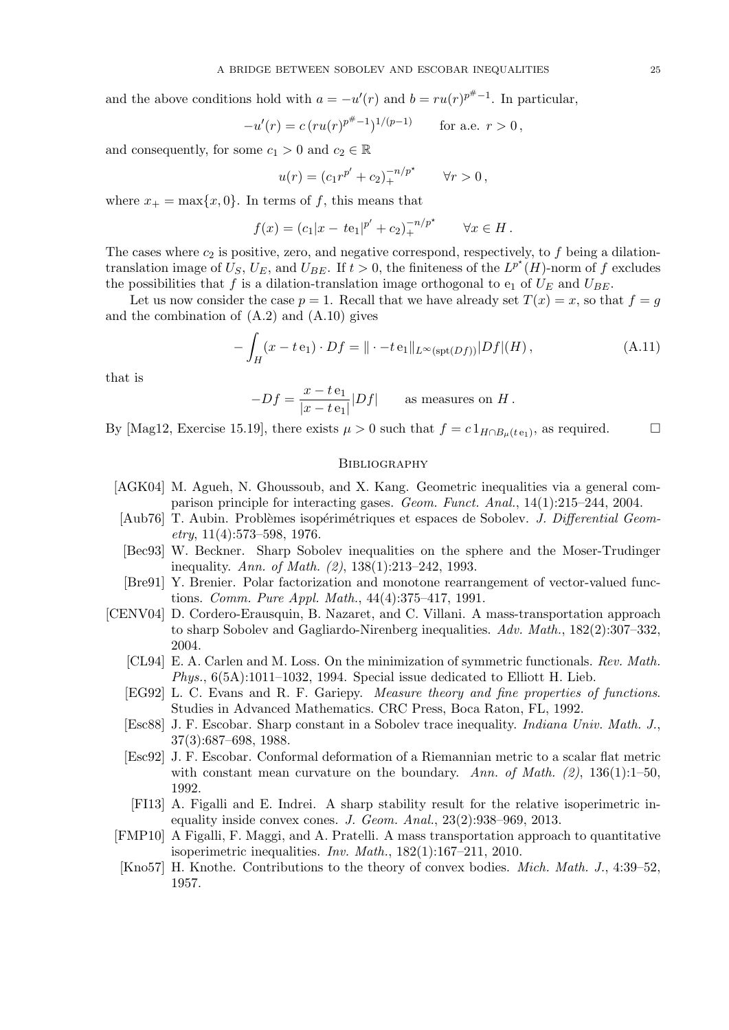and the above conditions hold with $a = -u'(r)$ and $b = ru(r)^{p^\#-1}$. In particular,

$$-u'(r) = c\,(ru(r)^{p^\#-1})^{1/(p-1)} \qquad \text{for a.e. } r > 0\,,$$

and consequently, for some $c_1 > 0$ and $c_2 \in \mathbb{R}$

$$u(r) = (c_1 r^{p'} + c_2)_+^{-n/p^\star} \qquad \forall r > 0\,,$$

where $x_+ = \max\{x, 0\}$. In terms of $f$, this means that

$$f(x) = (c_1|x - t\mathrm{e}_1|^{p'} + c_2)_+^{-n/p^\star} \qquad \forall x \in H\,.$$

The cases where $c_2$ is positive, zero, and negative correspond, respectively, to $f$ being a dilation-translation image of $U_S$, $U_E$, and $U_{BE}$. If $t > 0$, the finiteness of the $L^{p^\star}(H)$-norm of $f$ excludes the possibilities that $f$ is a dilation-translation image orthogonal to $\mathrm{e}_1$ of $U_E$ and $U_{BE}$.

Let us now consider the case $p = 1$. Recall that we have already set $T(x) = x$, so that $f = g$ and the combination of (A.2) and (A.10) gives

$$-\int_H (x - t\,\mathrm{e}_1) \cdot Df = \|\cdot - t\,\mathrm{e}_1\|_{L^\infty(\mathrm{spt}(Df))}|Df|(H)\,, \tag{A.11}$$

that is

$$-Df = \frac{x - t\,\mathrm{e}_1}{|x - t\,\mathrm{e}_1|}|Df| \qquad \text{as measures on } H\,.$$

By [Mag12, Exercise 15.19], there exists $\mu > 0$ such that $f = c\,1_{H \cap B_\mu(t\,\mathrm{e}_1)}$, as required. □

## Bibliography

[AGK04] M. Agueh, N. Ghoussoub, and X. Kang. Geometric inequalities via a general comparison principle for interacting gases. *Geom. Funct. Anal.*, 14(1):215–244, 2004.

[Aub76] T. Aubin. Problèmes isopérimétriques et espaces de Sobolev. *J. Differential Geometry*, 11(4):573–598, 1976.

[Bec93] W. Beckner. Sharp Sobolev inequalities on the sphere and the Moser-Trudinger inequality. *Ann. of Math. (2)*, 138(1):213–242, 1993.

[Bre91] Y. Brenier. Polar factorization and monotone rearrangement of vector-valued functions. *Comm. Pure Appl. Math.*, 44(4):375–417, 1991.

[CENV04] D. Cordero-Erausquin, B. Nazaret, and C. Villani. A mass-transportation approach to sharp Sobolev and Gagliardo-Nirenberg inequalities. *Adv. Math.*, 182(2):307–332, 2004.

[CL94] E. A. Carlen and M. Loss. On the minimization of symmetric functionals. *Rev. Math. Phys.*, 6(5A):1011–1032, 1994. Special issue dedicated to Elliott H. Lieb.

[EG92] L. C. Evans and R. F. Gariepy. *Measure theory and fine properties of functions*. Studies in Advanced Mathematics. CRC Press, Boca Raton, FL, 1992.

[Esc88] J. F. Escobar. Sharp constant in a Sobolev trace inequality. *Indiana Univ. Math. J.*, 37(3):687–698, 1988.

[Esc92] J. F. Escobar. Conformal deformation of a Riemannian metric to a scalar flat metric with constant mean curvature on the boundary. *Ann. of Math. (2)*, 136(1):1–50, 1992.

[FI13] A. Figalli and E. Indrei. A sharp stability result for the relative isoperimetric inequality inside convex cones. *J. Geom. Anal.*, 23(2):938–969, 2013.

[FMP10] A Figalli, F. Maggi, and A. Pratelli. A mass transportation approach to quantitative isoperimetric inequalities. *Inv. Math.*, 182(1):167–211, 2010.

[Kno57] H. Knothe. Contributions to the theory of convex bodies. *Mich. Math. J.*, 4:39–52, 1957.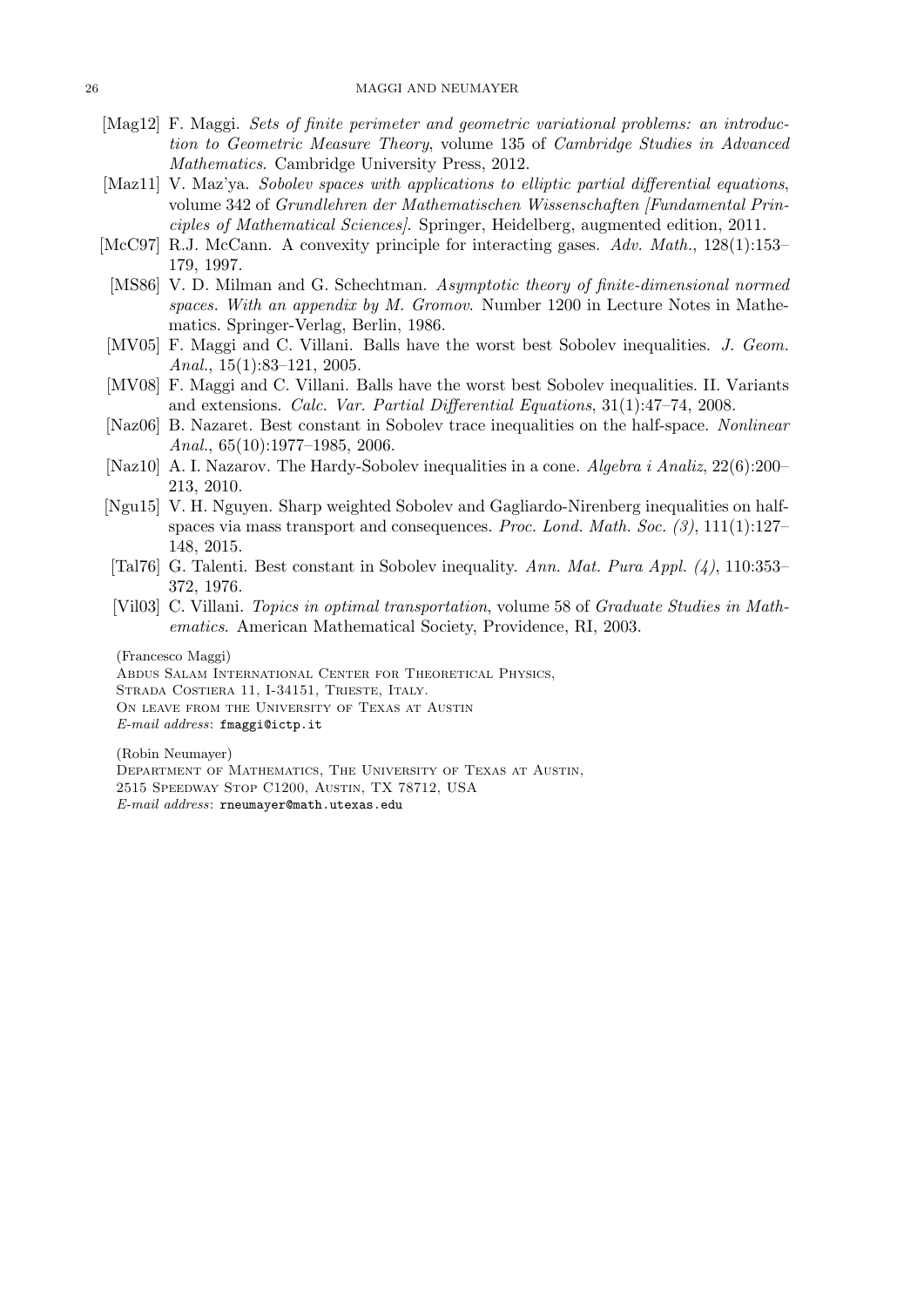- [Mag12] F. Maggi. *Sets of finite perimeter and geometric variational problems: an introduction to Geometric Measure Theory*, volume 135 of *Cambridge Studies in Advanced Mathematics*. Cambridge University Press, 2012.
- [Maz11] V. Maz'ya. *Sobolev spaces with applications to elliptic partial differential equations*, volume 342 of *Grundlehren der Mathematischen Wissenschaften [Fundamental Principles of Mathematical Sciences]*. Springer, Heidelberg, augmented edition, 2011.
- [McC97] R.J. McCann. A convexity principle for interacting gases. *Adv. Math.*, 128(1):153–179, 1997.
- [MS86] V. D. Milman and G. Schechtman. *Asymptotic theory of finite-dimensional normed spaces. With an appendix by M. Gromov*. Number 1200 in Lecture Notes in Mathematics. Springer-Verlag, Berlin, 1986.
- [MV05] F. Maggi and C. Villani. Balls have the worst best Sobolev inequalities. *J. Geom. Anal.*, 15(1):83–121, 2005.
- [MV08] F. Maggi and C. Villani. Balls have the worst best Sobolev inequalities. II. Variants and extensions. *Calc. Var. Partial Differential Equations*, 31(1):47–74, 2008.
- [Naz06] B. Nazaret. Best constant in Sobolev trace inequalities on the half-space. *Nonlinear Anal.*, 65(10):1977–1985, 2006.
- [Naz10] A. I. Nazarov. The Hardy-Sobolev inequalities in a cone. *Algebra i Analiz*, 22(6):200–213, 2010.
- [Ngu15] V. H. Nguyen. Sharp weighted Sobolev and Gagliardo-Nirenberg inequalities on half-spaces via mass transport and consequences. *Proc. Lond. Math. Soc. (3)*, 111(1):127–148, 2015.
- [Tal76] G. Talenti. Best constant in Sobolev inequality. *Ann. Mat. Pura Appl. (4)*, 110:353–372, 1976.
- [Vil03] C. Villani. *Topics in optimal transportation*, volume 58 of *Graduate Studies in Mathematics*. American Mathematical Society, Providence, RI, 2003.

(Francesco Maggi)
Abdus Salam International Center for Theoretical Physics,
Strada Costiera 11, I-34151, Trieste, Italy.
On leave from the University of Texas at Austin
*E-mail address*: fmaggi@ictp.it

(Robin Neumayer)
Department of Mathematics, The University of Texas at Austin,
2515 Speedway Stop C1200, Austin, TX 78712, USA
*E-mail address*: rneumayer@math.utexas.edu